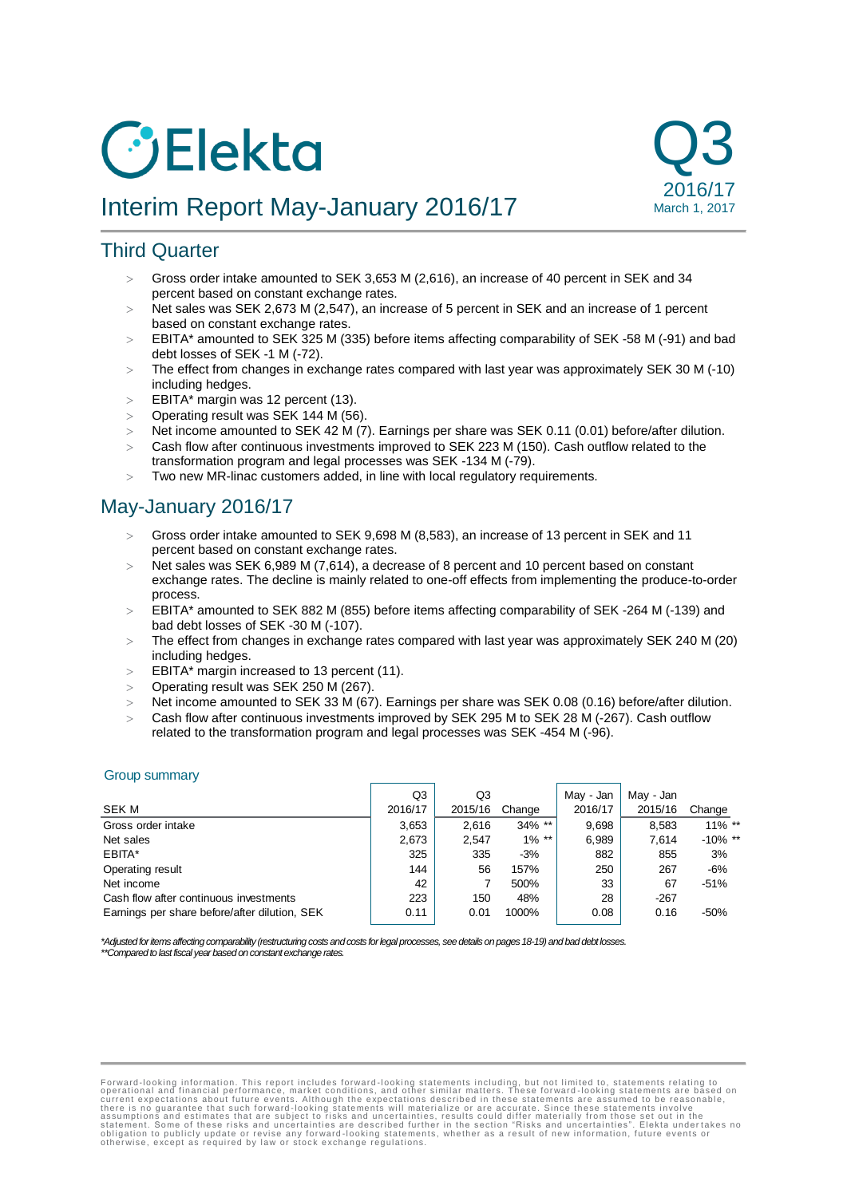# Elekta

## Interim Report May-January 2016/17

Q3
2016/17
March 1, 2017

## Third Quarter

- Gross order intake amounted to SEK 3,653 M (2,616), an increase of 40 percent in SEK and 34 percent based on constant exchange rates.
- Net sales was SEK 2,673 M (2,547), an increase of 5 percent in SEK and an increase of 1 percent based on constant exchange rates.
- EBITA* amounted to SEK 325 M (335) before items affecting comparability of SEK -58 M (-91) and bad debt losses of SEK -1 M (-72).
- The effect from changes in exchange rates compared with last year was approximately SEK 30 M (-10) including hedges.
- EBITA* margin was 12 percent (13).
- Operating result was SEK 144 M (56).
- Net income amounted to SEK 42 M (7). Earnings per share was SEK 0.11 (0.01) before/after dilution.
- Cash flow after continuous investments improved to SEK 223 M (150). Cash outflow related to the transformation program and legal processes was SEK -134 M (-79).
- Two new MR-linac customers added, in line with local regulatory requirements.

## May-January 2016/17

- Gross order intake amounted to SEK 9,698 M (8,583), an increase of 13 percent in SEK and 11 percent based on constant exchange rates.
- Net sales was SEK 6,989 M (7,614), a decrease of 8 percent and 10 percent based on constant exchange rates. The decline is mainly related to one-off effects from implementing the produce-to-order process.
- EBITA* amounted to SEK 882 M (855) before items affecting comparability of SEK -264 M (-139) and bad debt losses of SEK -30 M (-107).
- The effect from changes in exchange rates compared with last year was approximately SEK 240 M (20) including hedges.
- EBITA* margin increased to 13 percent (11).
- Operating result was SEK 250 M (267).
- Net income amounted to SEK 33 M (67). Earnings per share was SEK 0.08 (0.16) before/after dilution.
- Cash flow after continuous investments improved by SEK 295 M to SEK 28 M (-267). Cash outflow related to the transformation program and legal processes was SEK -454 M (-96).

### Group summary

| SEK M | Q3 2016/17 | Q3 2015/16 | Change | May - Jan 2016/17 | May - Jan 2015/16 | Change |
|---|---|---|---|---|---|---|
| Gross order intake | 3,653 | 2,616 | 34% ** | 9,698 | 8,583 | 11% ** |
| Net sales | 2,673 | 2,547 | 1% ** | 6,989 | 7,614 | -10% ** |
| EBITA* | 325 | 335 | -3% | 882 | 855 | 3% |
| Operating result | 144 | 56 | 157% | 250 | 267 | -6% |
| Net income | 42 | 7 | 500% | 33 | 67 | -51% |
| Cash flow after continuous investments | 223 | 150 | 48% | 28 | -267 | |
| Earnings per share before/after dilution, SEK | 0.11 | 0.01 | 1000% | 0.08 | 0.16 | -50% |

*Adjusted for items affecting comparability (restructuring costs and costs for legal processes, see details on pages 18-19) and bad debt losses.*
***Compared to last fiscal year based on constant exchange rates.*

Forward-looking information. This report includes forward-looking statements including, but not limited to, statements relating to operational and financial performance, market conditions, and other similar matters. These forward-looking statements are based on current expectations about future events. Although the expectations described in these statements are assumed to be reasonable, there is no guarantee that such forward-looking statements will materialize or are accurate. Since these statements involve assumptions and estimates that are subject to risks and uncertainties, results could differ materially from those set out in the statement. Some of these risks and uncertainties are described further in the section "Risks and uncertainties". Elekta undertakes no obligation to publicly update or revise any forward-looking statements, whether as a result of new information, future events or otherwise, except as required by law or stock exchange regulations.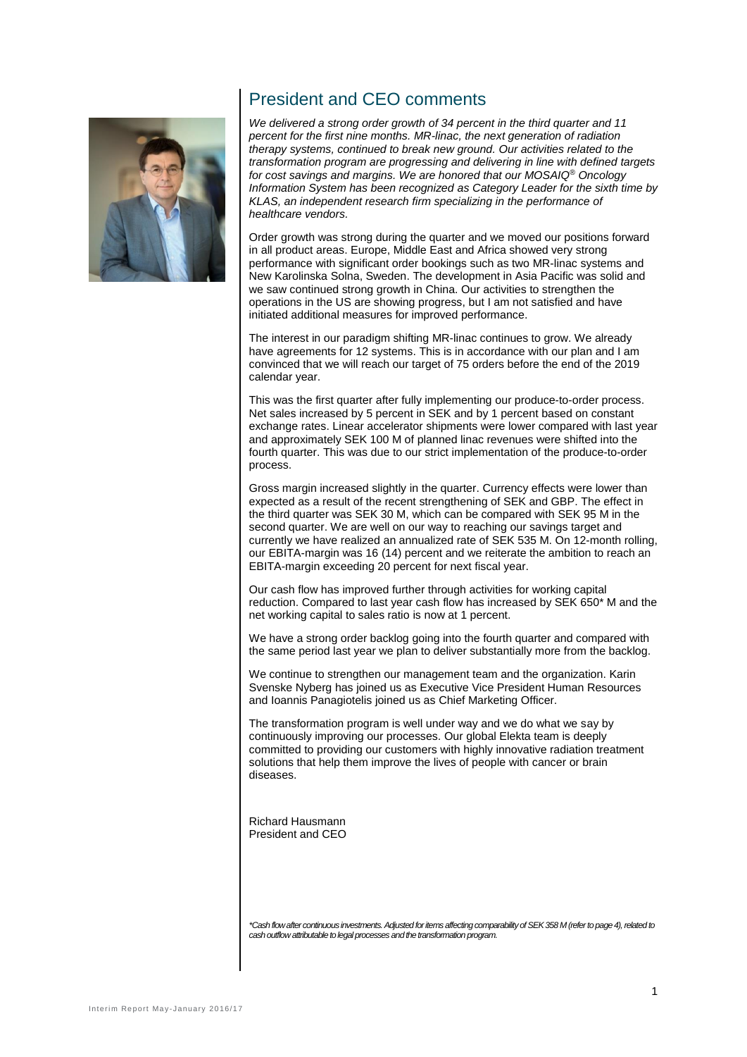## President and CEO comments

*We delivered a strong order growth of 34 percent in the third quarter and 11 percent for the first nine months. MR-linac, the next generation of radiation therapy systems, continued to break new ground. Our activities related to the transformation program are progressing and delivering in line with defined targets for cost savings and margins. We are honored that our MOSAIQ® Oncology Information System has been recognized as Category Leader for the sixth time by KLAS, an independent research firm specializing in the performance of healthcare vendors.*

Order growth was strong during the quarter and we moved our positions forward in all product areas. Europe, Middle East and Africa showed very strong performance with significant order bookings such as two MR-linac systems and New Karolinska Solna, Sweden. The development in Asia Pacific was solid and we saw continued strong growth in China. Our activities to strengthen the operations in the US are showing progress, but I am not satisfied and have initiated additional measures for improved performance.

The interest in our paradigm shifting MR-linac continues to grow. We already have agreements for 12 systems. This is in accordance with our plan and I am convinced that we will reach our target of 75 orders before the end of the 2019 calendar year.

This was the first quarter after fully implementing our produce-to-order process. Net sales increased by 5 percent in SEK and by 1 percent based on constant exchange rates. Linear accelerator shipments were lower compared with last year and approximately SEK 100 M of planned linac revenues were shifted into the fourth quarter. This was due to our strict implementation of the produce-to-order process.

Gross margin increased slightly in the quarter. Currency effects were lower than expected as a result of the recent strengthening of SEK and GBP. The effect in the third quarter was SEK 30 M, which can be compared with SEK 95 M in the second quarter. We are well on our way to reaching our savings target and currently we have realized an annualized rate of SEK 535 M. On 12-month rolling, our EBITA-margin was 16 (14) percent and we reiterate the ambition to reach an EBITA-margin exceeding 20 percent for next fiscal year.

Our cash flow has improved further through activities for working capital reduction. Compared to last year cash flow has increased by SEK 650* M and the net working capital to sales ratio is now at 1 percent.

We have a strong order backlog going into the fourth quarter and compared with the same period last year we plan to deliver substantially more from the backlog.

We continue to strengthen our management team and the organization. Karin Svenske Nyberg has joined us as Executive Vice President Human Resources and Ioannis Panagiotelis joined us as Chief Marketing Officer.

The transformation program is well under way and we do what we say by continuously improving our processes. Our global Elekta team is deeply committed to providing our customers with highly innovative radiation treatment solutions that help them improve the lives of people with cancer or brain diseases.

Richard Hausmann
President and CEO

*\*Cash flow after continuous investments. Adjusted for items affecting comparability of SEK 358 M (refer to page 4), related to cash outflow attributable to legal processes and the transformation program.*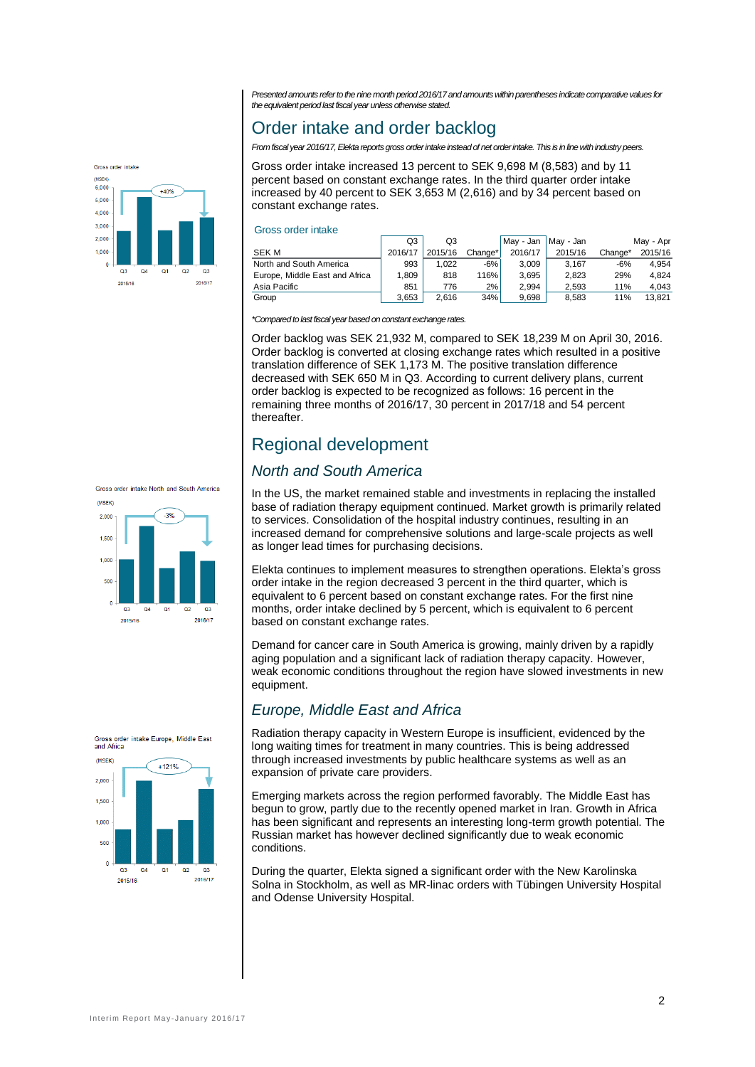*Presented amounts refer to the nine month period 2016/17 and amounts within parentheses indicate comparative values for the equivalent period last fiscal year unless otherwise stated.*

## Order intake and order backlog

*From fiscal year 2016/17, Elekta reports gross order intake instead of net order intake. This is in line with industry peers.*

Gross order intake increased 13 percent to SEK 9,698 M (8,583) and by 11 percent based on constant exchange rates. In the third quarter order intake increased by 40 percent to SEK 3,653 M (2,616) and by 34 percent based on constant exchange rates.

### Gross order intake

| SEK M | Q3 2016/17 | Q3 2015/16 | Change* | May - Jan 2016/17 | May - Jan 2015/16 | Change* | May - Apr 2015/16 |
|---|---|---|---|---|---|---|---|
| North and South America | 993 | 1,022 | -6% | 3,009 | 3,167 | -6% | 4,954 |
| Europe, Middle East and Africa | 1,809 | 818 | 116% | 3,695 | 2,823 | 29% | 4,824 |
| Asia Pacific | 851 | 776 | 2% | 2,994 | 2,593 | 11% | 4,043 |
| Group | 3,653 | 2,616 | 34% | 9,698 | 8,583 | 11% | 13,821 |

*\*Compared to last fiscal year based on constant exchange rates.*

Order backlog was SEK 21,932 M, compared to SEK 18,239 M on April 30, 2016. Order backlog is converted at closing exchange rates which resulted in a positive translation difference of SEK 1,173 M. The positive translation difference decreased with SEK 650 M in Q3. According to current delivery plans, current order backlog is expected to be recognized as follows: 16 percent in the remaining three months of 2016/17, 30 percent in 2017/18 and 54 percent thereafter.

## Regional development

### *North and South America*

In the US, the market remained stable and investments in replacing the installed base of radiation therapy equipment continued. Market growth is primarily related to services. Consolidation of the hospital industry continues, resulting in an increased demand for comprehensive solutions and large-scale projects as well as longer lead times for purchasing decisions.

Elekta continues to implement measures to strengthen operations. Elekta's gross order intake in the region decreased 3 percent in the third quarter, which is equivalent to 6 percent based on constant exchange rates. For the first nine months, order intake declined by 5 percent, which is equivalent to 6 percent based on constant exchange rates.

Demand for cancer care in South America is growing, mainly driven by a rapidly aging population and a significant lack of radiation therapy capacity. However, weak economic conditions throughout the region have slowed investments in new equipment.

### *Europe, Middle East and Africa*

Radiation therapy capacity in Western Europe is insufficient, evidenced by the long waiting times for treatment in many countries. This is being addressed through increased investments by public healthcare systems as well as an expansion of private care providers.

Emerging markets across the region performed favorably. The Middle East has begun to grow, partly due to the recently opened market in Iran. Growth in Africa has been significant and represents an interesting long-term growth potential. The Russian market has however declined significantly due to weak economic conditions.

During the quarter, Elekta signed a significant order with the New Karolinska Solna in Stockholm, as well as MR-linac orders with Tübingen University Hospital and Odense University Hospital.

Gross order intake

(MSEK)

| Q3 2015/16 | Q4 | Q1 | Q2 | Q3 2016/17 |
|---|---|---|---|---|

+40%

Gross order intake North and South America

(MSEK)

| Q3 2015/16 | Q4 | Q1 | Q2 | Q3 2016/17 |
|---|---|---|---|---|

-3%

Gross order intake Europe, Middle East and Africa

(MSEK)

| Q3 2015/16 | Q4 | Q1 | Q2 | Q3 2016/17 |
|---|---|---|---|---|

+121%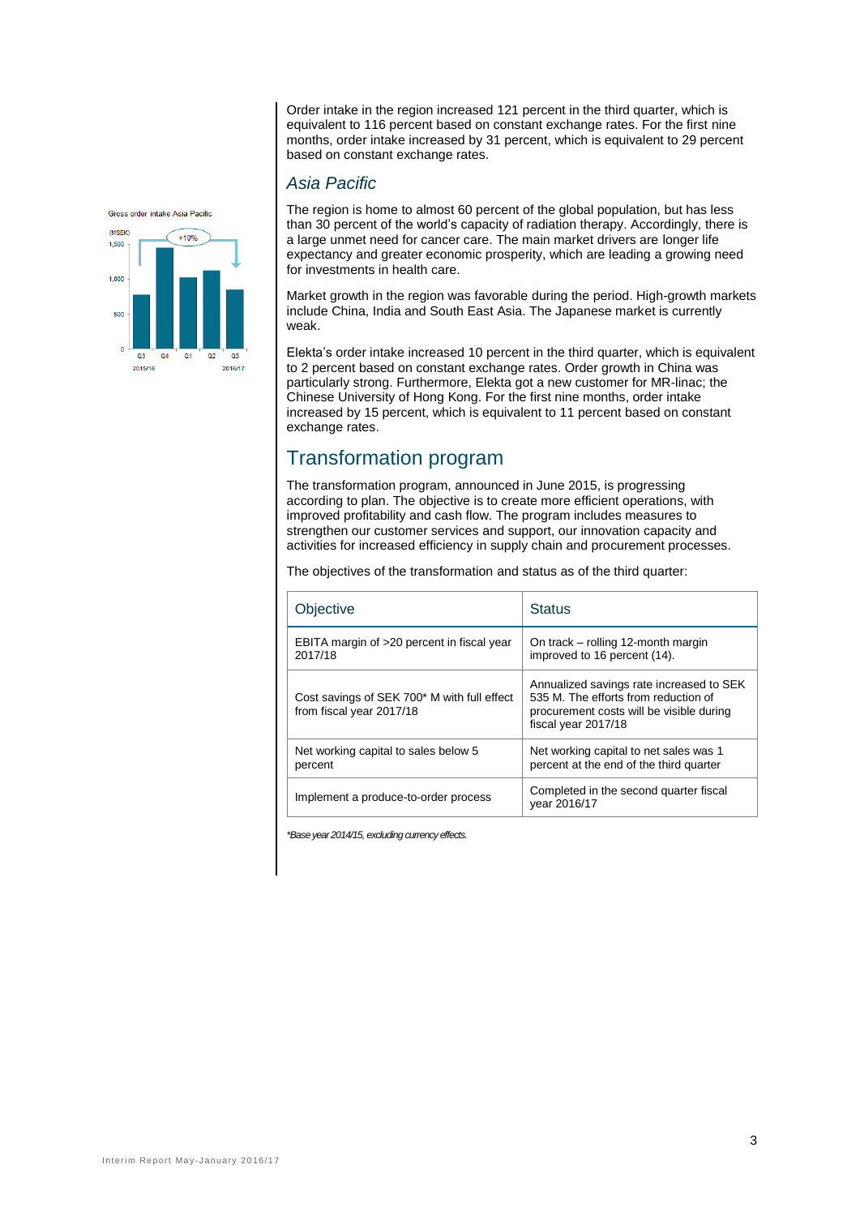Order intake in the region increased 121 percent in the third quarter, which is equivalent to 116 percent based on constant exchange rates. For the first nine months, order intake increased by 31 percent, which is equivalent to 29 percent based on constant exchange rates.

### *Asia Pacific*

Gross order intake Asia Pacific

(MSEK)

+10%

Q3 2015/16, Q4, Q1, Q2, Q3 2016/17

The region is home to almost 60 percent of the global population, but has less than 30 percent of the world's capacity of radiation therapy. Accordingly, there is a large unmet need for cancer care. The main market drivers are longer life expectancy and greater economic prosperity, which are leading a growing need for investments in health care.

Market growth in the region was favorable during the period. High-growth markets include China, India and South East Asia. The Japanese market is currently weak.

Elekta's order intake increased 10 percent in the third quarter, which is equivalent to 2 percent based on constant exchange rates. Order growth in China was particularly strong. Furthermore, Elekta got a new customer for MR-linac; the Chinese University of Hong Kong. For the first nine months, order intake increased by 15 percent, which is equivalent to 11 percent based on constant exchange rates.

## Transformation program

The transformation program, announced in June 2015, is progressing according to plan. The objective is to create more efficient operations, with improved profitability and cash flow. The program includes measures to strengthen our customer services and support, our innovation capacity and activities for increased efficiency in supply chain and procurement processes.

The objectives of the transformation and status as of the third quarter:

| Objective | Status |
|---|---|
| EBITA margin of >20 percent in fiscal year 2017/18 | On track – rolling 12-month margin improved to 16 percent (14). |
| Cost savings of SEK 700* M with full effect from fiscal year 2017/18 | Annualized savings rate increased to SEK 535 M. The efforts from reduction of procurement costs will be visible during fiscal year 2017/18 |
| Net working capital to sales below 5 percent | Net working capital to net sales was 1 percent at the end of the third quarter |
| Implement a produce-to-order process | Completed in the second quarter fiscal year 2016/17 |

*\*Base year 2014/15, excluding currency effects.*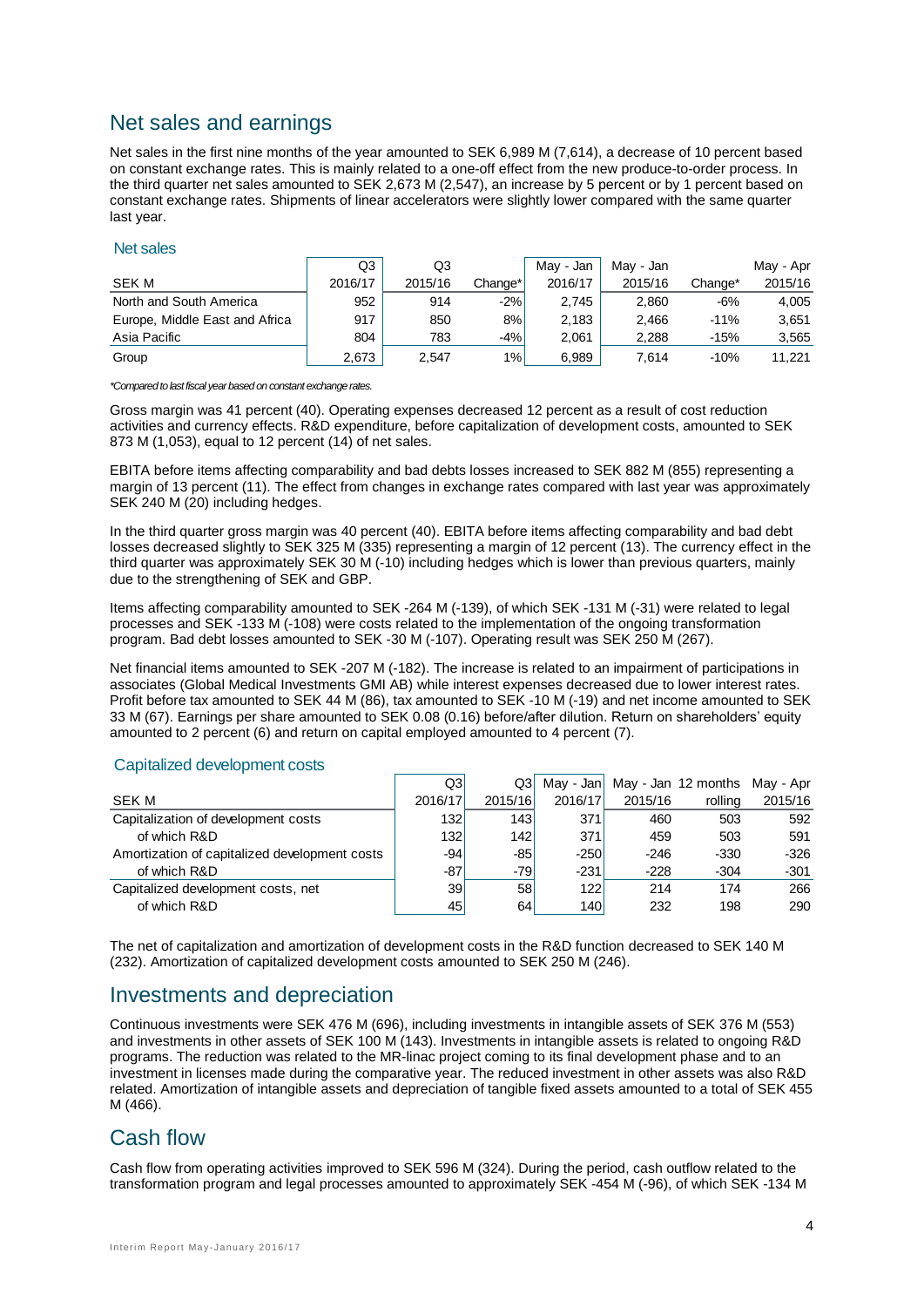## Net sales and earnings

Net sales in the first nine months of the year amounted to SEK 6,989 M (7,614), a decrease of 10 percent based on constant exchange rates. This is mainly related to a one-off effect from the new produce-to-order process. In the third quarter net sales amounted to SEK 2,673 M (2,547), an increase by 5 percent or by 1 percent based on constant exchange rates. Shipments of linear accelerators were slightly lower compared with the same quarter last year.

### Net sales

| SEK M | Q3 2016/17 | Q3 2015/16 | Change* | May - Jan 2016/17 | May - Jan 2015/16 | Change* | May - Apr 2015/16 |
|---|---|---|---|---|---|---|---|
| North and South America | 952 | 914 | -2% | 2,745 | 2,860 | -6% | 4,005 |
| Europe, Middle East and Africa | 917 | 850 | 8% | 2,183 | 2,466 | -11% | 3,651 |
| Asia Pacific | 804 | 783 | -4% | 2,061 | 2,288 | -15% | 3,565 |
| Group | 2,673 | 2,547 | 1% | 6,989 | 7,614 | -10% | 11,221 |

*Compared to last fiscal year based on constant exchange rates.*

Gross margin was 41 percent (40). Operating expenses decreased 12 percent as a result of cost reduction activities and currency effects. R&D expenditure, before capitalization of development costs, amounted to SEK 873 M (1,053), equal to 12 percent (14) of net sales.

EBITA before items affecting comparability and bad debts losses increased to SEK 882 M (855) representing a margin of 13 percent (11). The effect from changes in exchange rates compared with last year was approximately SEK 240 M (20) including hedges.

In the third quarter gross margin was 40 percent (40). EBITA before items affecting comparability and bad debt losses decreased slightly to SEK 325 M (335) representing a margin of 12 percent (13). The currency effect in the third quarter was approximately SEK 30 M (-10) including hedges which is lower than previous quarters, mainly due to the strengthening of SEK and GBP.

Items affecting comparability amounted to SEK -264 M (-139), of which SEK -131 M (-31) were related to legal processes and SEK -133 M (-108) were costs related to the implementation of the ongoing transformation program. Bad debt losses amounted to SEK -30 M (-107). Operating result was SEK 250 M (267).

Net financial items amounted to SEK -207 M (-182). The increase is related to an impairment of participations in associates (Global Medical Investments GMI AB) while interest expenses decreased due to lower interest rates. Profit before tax amounted to SEK 44 M (86), tax amounted to SEK -10 M (-19) and net income amounted to SEK 33 M (67). Earnings per share amounted to SEK 0.08 (0.16) before/after dilution. Return on shareholders' equity amounted to 2 percent (6) and return on capital employed amounted to 4 percent (7).

### Capitalized development costs

| SEK M | Q3 2016/17 | Q3 2015/16 | May - Jan 2016/17 | May - Jan 2015/16 | 12 months rolling | May - Apr 2015/16 |
|---|---|---|---|---|---|---|
| Capitalization of development costs | 132 | 143 | 371 | 460 | 503 | 592 |
| of which R&D | 132 | 142 | 371 | 459 | 503 | 591 |
| Amortization of capitalized development costs | -94 | -85 | -250 | -246 | -330 | -326 |
| of which R&D | -87 | -79 | -231 | -228 | -304 | -301 |
| Capitalized development costs, net | 39 | 58 | 122 | 214 | 174 | 266 |
| of which R&D | 45 | 64 | 140 | 232 | 198 | 290 |

The net of capitalization and amortization of development costs in the R&D function decreased to SEK 140 M (232). Amortization of capitalized development costs amounted to SEK 250 M (246).

## Investments and depreciation

Continuous investments were SEK 476 M (696), including investments in intangible assets of SEK 376 M (553) and investments in other assets of SEK 100 M (143). Investments in intangible assets is related to ongoing R&D programs. The reduction was related to the MR-linac project coming to its final development phase and to an investment in licenses made during the comparative year. The reduced investment in other assets was also R&D related. Amortization of intangible assets and depreciation of tangible fixed assets amounted to a total of SEK 455 M (466).

## Cash flow

Cash flow from operating activities improved to SEK 596 M (324). During the period, cash outflow related to the transformation program and legal processes amounted to approximately SEK -454 M (-96), of which SEK -134 M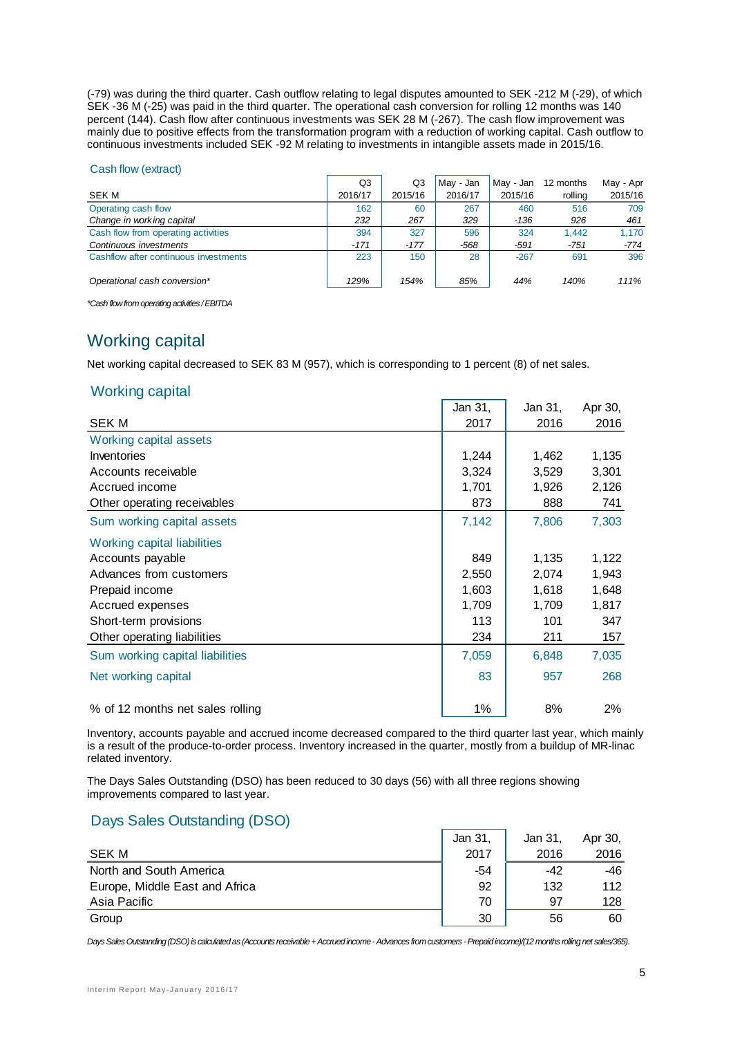(-79) was during the third quarter. Cash outflow relating to legal disputes amounted to SEK -212 M (-29), of which SEK -36 M (-25) was paid in the third quarter. The operational cash conversion for rolling 12 months was 140 percent (144). Cash flow after continuous investments was SEK 28 M (-267). The cash flow improvement was mainly due to positive effects from the transformation program with a reduction of working capital. Cash outflow to continuous investments included SEK -92 M relating to investments in intangible assets made in 2015/16.

### Cash flow (extract)

| SEK M | Q3 2016/17 | Q3 2015/16 | May - Jan 2016/17 | May - Jan 2015/16 | 12 months rolling | May - Apr 2015/16 |
|---|---|---|---|---|---|---|
| Operating cash flow | 162 | 60 | 267 | 460 | 516 | 709 |
| *Change in working capital* | *232* | *267* | *329* | *-136* | *926* | *461* |
| Cash flow from operating activities | 394 | 327 | 596 | 324 | 1,442 | 1,170 |
| *Continuous investments* | *-171* | *-177* | *-568* | *-591* | *-751* | *-774* |
| Cashflow after continuous investments | 223 | 150 | 28 | -267 | 691 | 396 |
| *Operational cash conversion** | *129%* | *154%* | *85%* | *44%* | *140%* | *111%* |

*\*Cash flow from operating activities / EBITDA*

## Working capital

Net working capital decreased to SEK 83 M (957), which is corresponding to 1 percent (8) of net sales.

### Working capital

| SEK M | Jan 31, 2017 | Jan 31, 2016 | Apr 30, 2016 |
|---|---|---|---|
| Working capital assets | | | |
| Inventories | 1,244 | 1,462 | 1,135 |
| Accounts receivable | 3,324 | 3,529 | 3,301 |
| Accrued income | 1,701 | 1,926 | 2,126 |
| Other operating receivables | 873 | 888 | 741 |
| Sum working capital assets | 7,142 | 7,806 | 7,303 |
| Working capital liabilities | | | |
| Accounts payable | 849 | 1,135 | 1,122 |
| Advances from customers | 2,550 | 2,074 | 1,943 |
| Prepaid income | 1,603 | 1,618 | 1,648 |
| Accrued expenses | 1,709 | 1,709 | 1,817 |
| Short-term provisions | 113 | 101 | 347 |
| Other operating liabilities | 234 | 211 | 157 |
| Sum working capital liabilities | 7,059 | 6,848 | 7,035 |
| Net working capital | 83 | 957 | 268 |
| % of 12 months net sales rolling | 1% | 8% | 2% |

Inventory, accounts payable and accrued income decreased compared to the third quarter last year, which mainly is a result of the produce-to-order process. Inventory increased in the quarter, mostly from a buildup of MR-linac related inventory.

The Days Sales Outstanding (DSO) has been reduced to 30 days (56) with all three regions showing improvements compared to last year.

### Days Sales Outstanding (DSO)

| SEK M | Jan 31, 2017 | Jan 31, 2016 | Apr 30, 2016 |
|---|---|---|---|
| North and South America | -54 | -42 | -46 |
| Europe, Middle East and Africa | 92 | 132 | 112 |
| Asia Pacific | 70 | 97 | 128 |
| Group | 30 | 56 | 60 |

*Days Sales Outstanding (DSO) is calculated as (Accounts receivable + Accrued income - Advances from customers - Prepaid income)/(12 months rolling net sales/365).*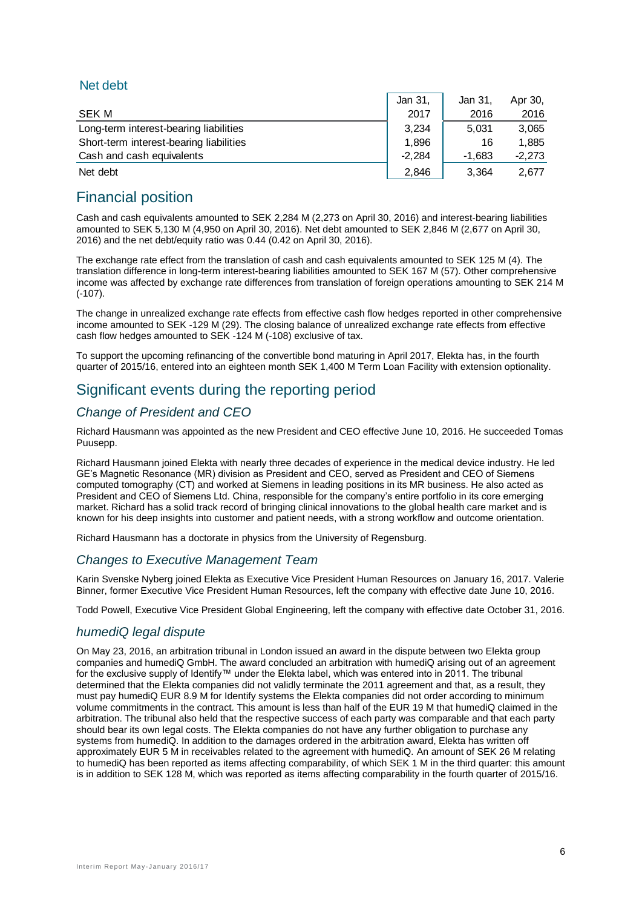## Net debt

| SEK M | Jan 31, 2017 | Jan 31, 2016 | Apr 30, 2016 |
|---|---|---|---|
| Long-term interest-bearing liabilities | 3,234 | 5,031 | 3,065 |
| Short-term interest-bearing liabilities | 1,896 | 16 | 1,885 |
| Cash and cash equivalents | -2,284 | -1,683 | -2,273 |
| Net debt | 2,846 | 3,364 | 2,677 |

# Financial position

Cash and cash equivalents amounted to SEK 2,284 M (2,273 on April 30, 2016) and interest-bearing liabilities amounted to SEK 5,130 M (4,950 on April 30, 2016). Net debt amounted to SEK 2,846 M (2,677 on April 30, 2016) and the net debt/equity ratio was 0.44 (0.42 on April 30, 2016).

The exchange rate effect from the translation of cash and cash equivalents amounted to SEK 125 M (4). The translation difference in long-term interest-bearing liabilities amounted to SEK 167 M (57). Other comprehensive income was affected by exchange rate differences from translation of foreign operations amounting to SEK 214 M (-107).

The change in unrealized exchange rate effects from effective cash flow hedges reported in other comprehensive income amounted to SEK -129 M (29). The closing balance of unrealized exchange rate effects from effective cash flow hedges amounted to SEK -124 M (-108) exclusive of tax.

To support the upcoming refinancing of the convertible bond maturing in April 2017, Elekta has, in the fourth quarter of 2015/16, entered into an eighteen month SEK 1,400 M Term Loan Facility with extension optionality.

# Significant events during the reporting period

## *Change of President and CEO*

Richard Hausmann was appointed as the new President and CEO effective June 10, 2016. He succeeded Tomas Puusepp.

Richard Hausmann joined Elekta with nearly three decades of experience in the medical device industry. He led GE's Magnetic Resonance (MR) division as President and CEO, served as President and CEO of Siemens computed tomography (CT) and worked at Siemens in leading positions in its MR business. He also acted as President and CEO of Siemens Ltd. China, responsible for the company's entire portfolio in its core emerging market. Richard has a solid track record of bringing clinical innovations to the global health care market and is known for his deep insights into customer and patient needs, with a strong workflow and outcome orientation.

Richard Hausmann has a doctorate in physics from the University of Regensburg.

## *Changes to Executive Management Team*

Karin Svenske Nyberg joined Elekta as Executive Vice President Human Resources on January 16, 2017. Valerie Binner, former Executive Vice President Human Resources, left the company with effective date June 10, 2016.

Todd Powell, Executive Vice President Global Engineering, left the company with effective date October 31, 2016.

## *humediQ legal dispute*

On May 23, 2016, an arbitration tribunal in London issued an award in the dispute between two Elekta group companies and humediQ GmbH. The award concluded an arbitration with humediQ arising out of an agreement for the exclusive supply of Identify™ under the Elekta label, which was entered into in 2011. The tribunal determined that the Elekta companies did not validly terminate the 2011 agreement and that, as a result, they must pay humediQ EUR 8.9 M for Identify systems the Elekta companies did not order according to minimum volume commitments in the contract. This amount is less than half of the EUR 19 M that humediQ claimed in the arbitration. The tribunal also held that the respective success of each party was comparable and that each party should bear its own legal costs. The Elekta companies do not have any further obligation to purchase any systems from humediQ. In addition to the damages ordered in the arbitration award, Elekta has written off approximately EUR 5 M in receivables related to the agreement with humediQ. An amount of SEK 26 M relating to humediQ has been reported as items affecting comparability, of which SEK 1 M in the third quarter: this amount is in addition to SEK 128 M, which was reported as items affecting comparability in the fourth quarter of 2015/16.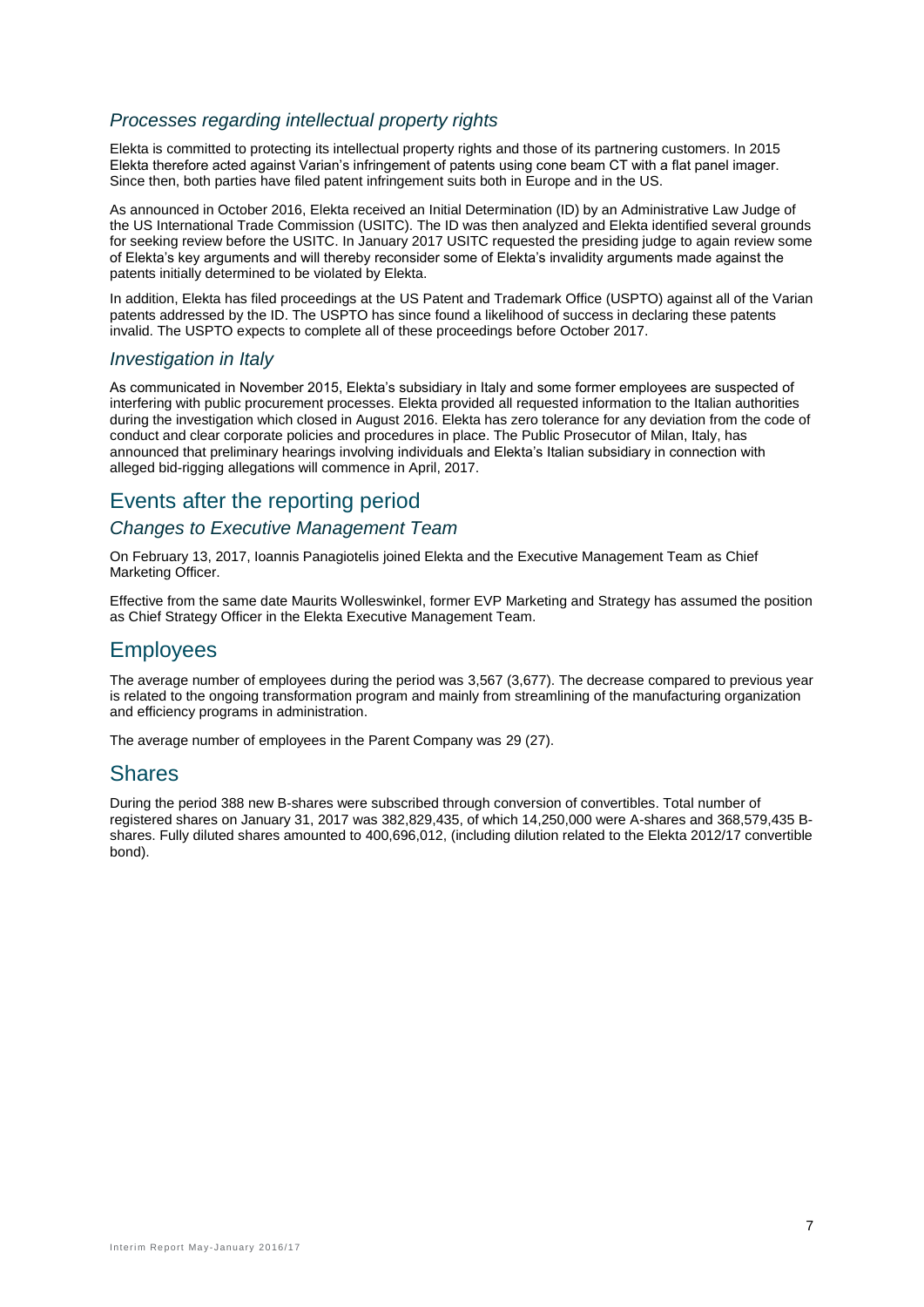### *Processes regarding intellectual property rights*

Elekta is committed to protecting its intellectual property rights and those of its partnering customers. In 2015 Elekta therefore acted against Varian's infringement of patents using cone beam CT with a flat panel imager. Since then, both parties have filed patent infringement suits both in Europe and in the US.

As announced in October 2016, Elekta received an Initial Determination (ID) by an Administrative Law Judge of the US International Trade Commission (USITC). The ID was then analyzed and Elekta identified several grounds for seeking review before the USITC. In January 2017 USITC requested the presiding judge to again review some of Elekta's key arguments and will thereby reconsider some of Elekta's invalidity arguments made against the patents initially determined to be violated by Elekta.

In addition, Elekta has filed proceedings at the US Patent and Trademark Office (USPTO) against all of the Varian patents addressed by the ID. The USPTO has since found a likelihood of success in declaring these patents invalid. The USPTO expects to complete all of these proceedings before October 2017.

### *Investigation in Italy*

As communicated in November 2015, Elekta's subsidiary in Italy and some former employees are suspected of interfering with public procurement processes. Elekta provided all requested information to the Italian authorities during the investigation which closed in August 2016. Elekta has zero tolerance for any deviation from the code of conduct and clear corporate policies and procedures in place. The Public Prosecutor of Milan, Italy, has announced that preliminary hearings involving individuals and Elekta's Italian subsidiary in connection with alleged bid-rigging allegations will commence in April, 2017.

## Events after the reporting period

### *Changes to Executive Management Team*

On February 13, 2017, Ioannis Panagiotelis joined Elekta and the Executive Management Team as Chief Marketing Officer.

Effective from the same date Maurits Wolleswinkel, former EVP Marketing and Strategy has assumed the position as Chief Strategy Officer in the Elekta Executive Management Team.

## Employees

The average number of employees during the period was 3,567 (3,677). The decrease compared to previous year is related to the ongoing transformation program and mainly from streamlining of the manufacturing organization and efficiency programs in administration.

The average number of employees in the Parent Company was 29 (27).

## Shares

During the period 388 new B-shares were subscribed through conversion of convertibles. Total number of registered shares on January 31, 2017 was 382,829,435, of which 14,250,000 were A-shares and 368,579,435 B-shares. Fully diluted shares amounted to 400,696,012, (including dilution related to the Elekta 2012/17 convertible bond).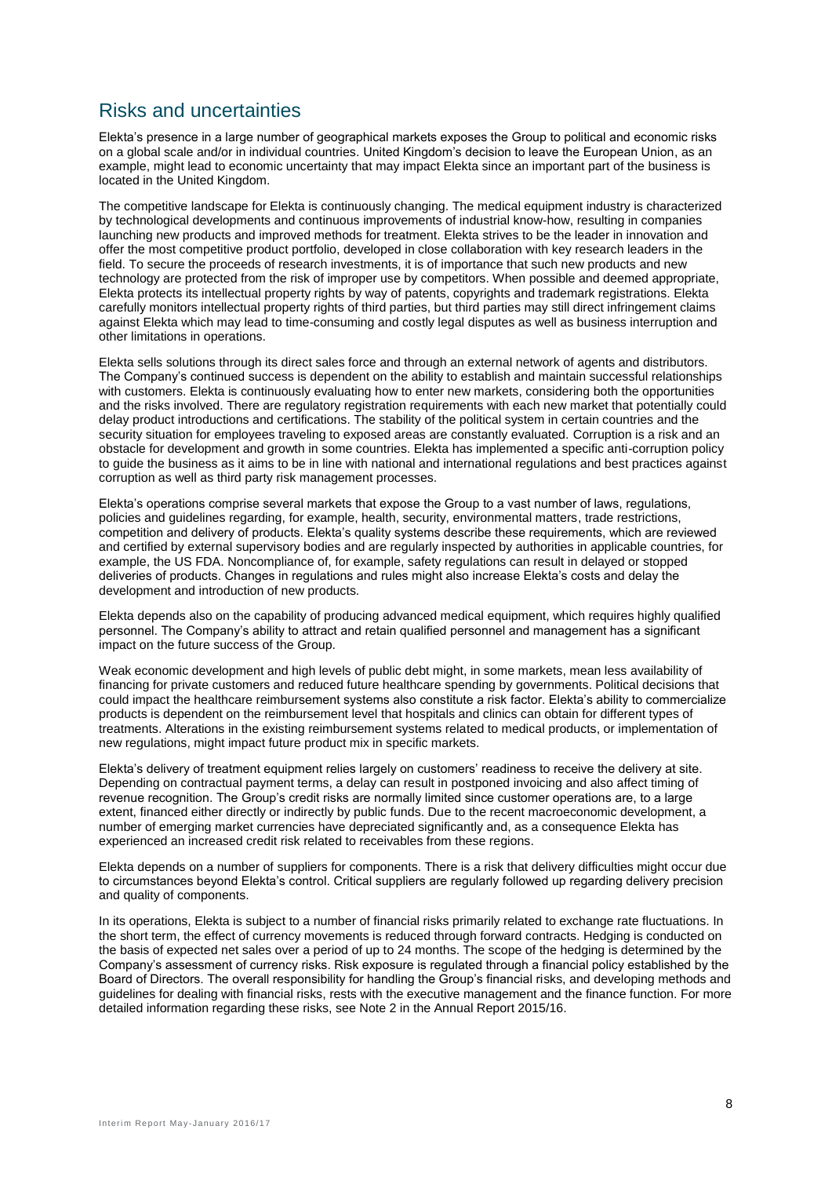## Risks and uncertainties

Elekta's presence in a large number of geographical markets exposes the Group to political and economic risks on a global scale and/or in individual countries. United Kingdom's decision to leave the European Union, as an example, might lead to economic uncertainty that may impact Elekta since an important part of the business is located in the United Kingdom.

The competitive landscape for Elekta is continuously changing. The medical equipment industry is characterized by technological developments and continuous improvements of industrial know-how, resulting in companies launching new products and improved methods for treatment. Elekta strives to be the leader in innovation and offer the most competitive product portfolio, developed in close collaboration with key research leaders in the field. To secure the proceeds of research investments, it is of importance that such new products and new technology are protected from the risk of improper use by competitors. When possible and deemed appropriate, Elekta protects its intellectual property rights by way of patents, copyrights and trademark registrations. Elekta carefully monitors intellectual property rights of third parties, but third parties may still direct infringement claims against Elekta which may lead to time-consuming and costly legal disputes as well as business interruption and other limitations in operations.

Elekta sells solutions through its direct sales force and through an external network of agents and distributors. The Company's continued success is dependent on the ability to establish and maintain successful relationships with customers. Elekta is continuously evaluating how to enter new markets, considering both the opportunities and the risks involved. There are regulatory registration requirements with each new market that potentially could delay product introductions and certifications. The stability of the political system in certain countries and the security situation for employees traveling to exposed areas are constantly evaluated. Corruption is a risk and an obstacle for development and growth in some countries. Elekta has implemented a specific anti-corruption policy to guide the business as it aims to be in line with national and international regulations and best practices against corruption as well as third party risk management processes.

Elekta's operations comprise several markets that expose the Group to a vast number of laws, regulations, policies and guidelines regarding, for example, health, security, environmental matters, trade restrictions, competition and delivery of products. Elekta's quality systems describe these requirements, which are reviewed and certified by external supervisory bodies and are regularly inspected by authorities in applicable countries, for example, the US FDA. Noncompliance of, for example, safety regulations can result in delayed or stopped deliveries of products. Changes in regulations and rules might also increase Elekta's costs and delay the development and introduction of new products.

Elekta depends also on the capability of producing advanced medical equipment, which requires highly qualified personnel. The Company's ability to attract and retain qualified personnel and management has a significant impact on the future success of the Group.

Weak economic development and high levels of public debt might, in some markets, mean less availability of financing for private customers and reduced future healthcare spending by governments. Political decisions that could impact the healthcare reimbursement systems also constitute a risk factor. Elekta's ability to commercialize products is dependent on the reimbursement level that hospitals and clinics can obtain for different types of treatments. Alterations in the existing reimbursement systems related to medical products, or implementation of new regulations, might impact future product mix in specific markets.

Elekta's delivery of treatment equipment relies largely on customers' readiness to receive the delivery at site. Depending on contractual payment terms, a delay can result in postponed invoicing and also affect timing of revenue recognition. The Group's credit risks are normally limited since customer operations are, to a large extent, financed either directly or indirectly by public funds. Due to the recent macroeconomic development, a number of emerging market currencies have depreciated significantly and, as a consequence Elekta has experienced an increased credit risk related to receivables from these regions.

Elekta depends on a number of suppliers for components. There is a risk that delivery difficulties might occur due to circumstances beyond Elekta's control. Critical suppliers are regularly followed up regarding delivery precision and quality of components.

In its operations, Elekta is subject to a number of financial risks primarily related to exchange rate fluctuations. In the short term, the effect of currency movements is reduced through forward contracts. Hedging is conducted on the basis of expected net sales over a period of up to 24 months. The scope of the hedging is determined by the Company's assessment of currency risks. Risk exposure is regulated through a financial policy established by the Board of Directors. The overall responsibility for handling the Group's financial risks, and developing methods and guidelines for dealing with financial risks, rests with the executive management and the finance function. For more detailed information regarding these risks, see Note 2 in the Annual Report 2015/16.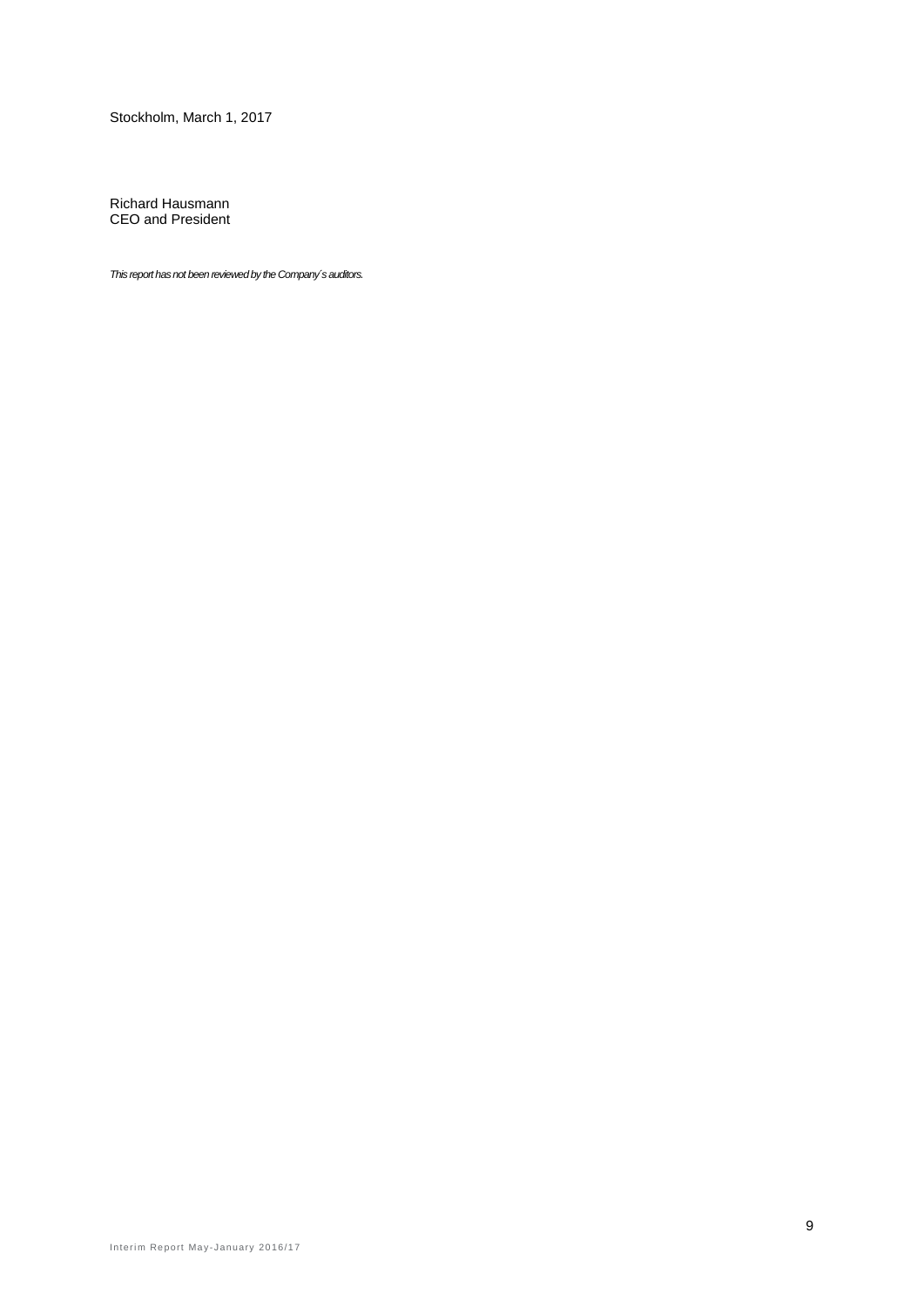Stockholm, March 1, 2017

Richard Hausmann
CEO and President

*This report has not been reviewed by the Company´s auditors.*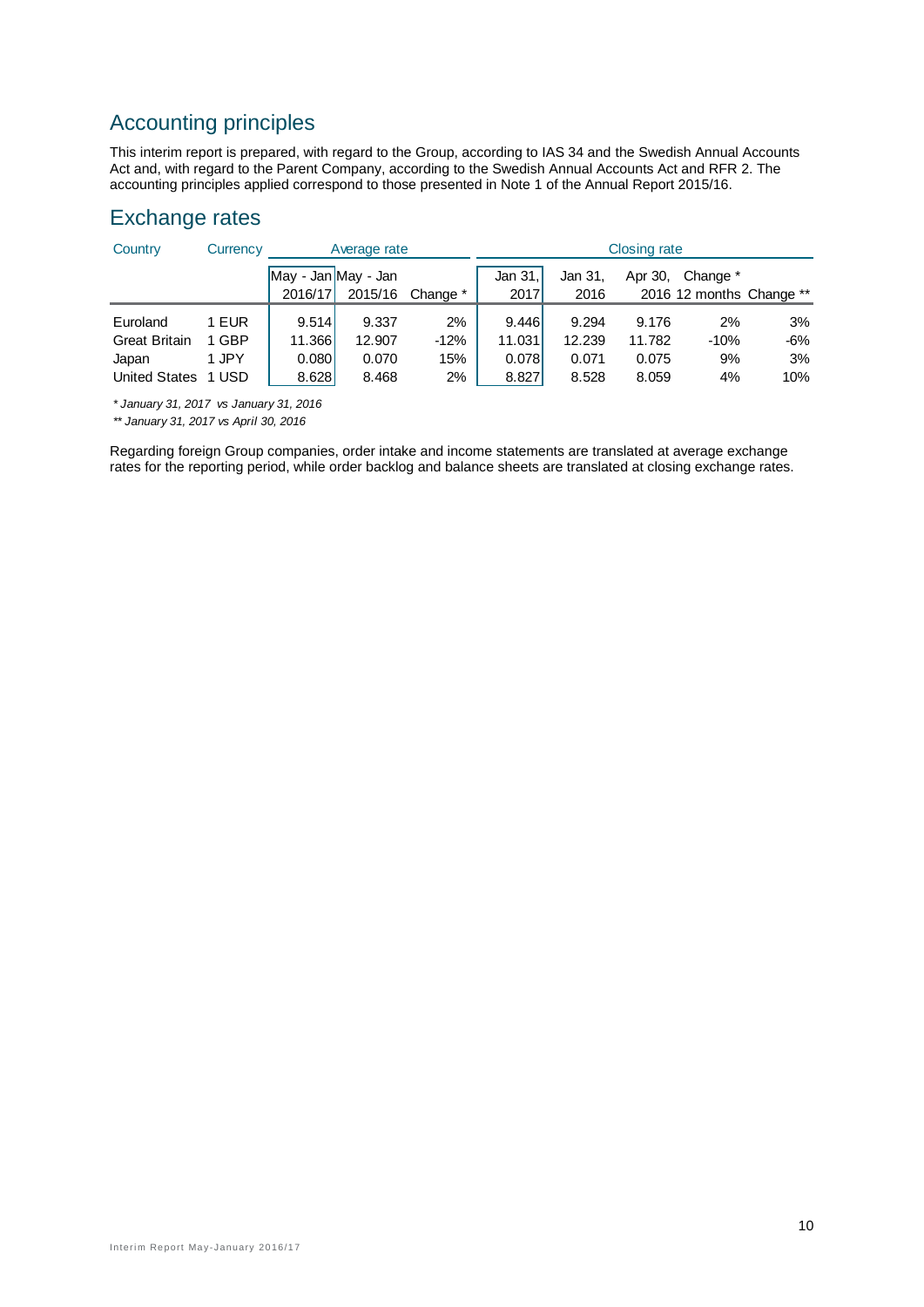## Accounting principles

This interim report is prepared, with regard to the Group, according to IAS 34 and the Swedish Annual Accounts Act and, with regard to the Parent Company, according to the Swedish Annual Accounts Act and RFR 2. The accounting principles applied correspond to those presented in Note 1 of the Annual Report 2015/16.

## Exchange rates

| Country | Currency | Average rate | | | Closing rate | | | | |
|---|---|---|---|---|---|---|---|---|---|
| | | May - Jan 2016/17 | May - Jan 2015/16 | Change * | Jan 31, 2017 | Jan 31, 2016 | Apr 30, 2016 | Change * 12 months | Change ** |
| Euroland | 1 EUR | 9.514 | 9.337 | 2% | 9.446 | 9.294 | 9.176 | 2% | 3% |
| Great Britain | 1 GBP | 11.366 | 12.907 | -12% | 11.031 | 12.239 | 11.782 | -10% | -6% |
| Japan | 1 JPY | 0.080 | 0.070 | 15% | 0.078 | 0.071 | 0.075 | 9% | 3% |
| United States | 1 USD | 8.628 | 8.468 | 2% | 8.827 | 8.528 | 8.059 | 4% | 10% |

*\* January 31, 2017 vs January 31, 2016*

*\*\* January 31, 2017 vs April 30, 2016*

Regarding foreign Group companies, order intake and income statements are translated at average exchange rates for the reporting period, while order backlog and balance sheets are translated at closing exchange rates.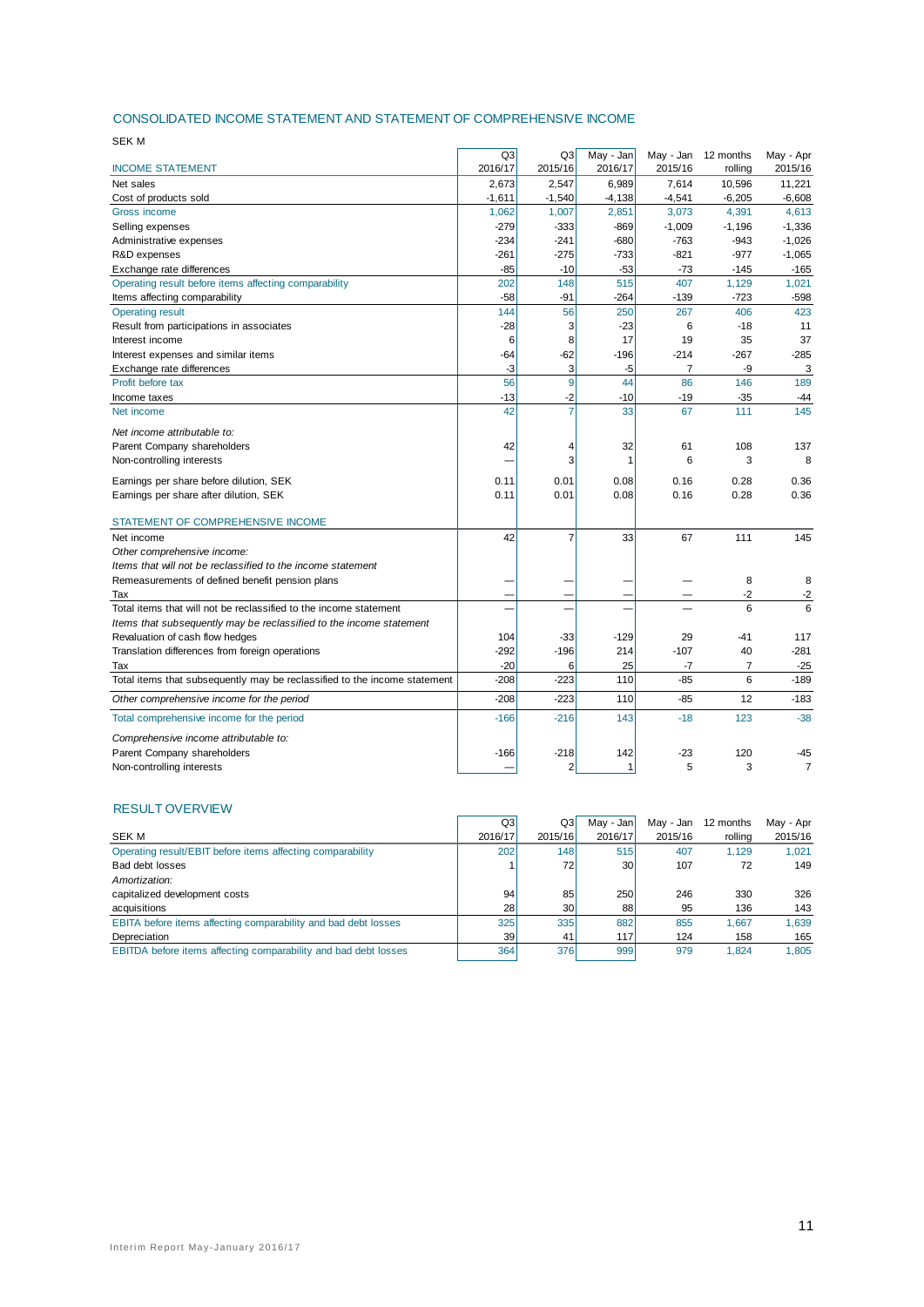## CONSOLIDATED INCOME STATEMENT AND STATEMENT OF COMPREHENSIVE INCOME

SEK M

| INCOME STATEMENT | Q3 2016/17 | Q3 2015/16 | May - Jan 2016/17 | May - Jan 2015/16 | 12 months rolling | May - Apr 2015/16 |
|---|---|---|---|---|---|---|
| Net sales | 2,673 | 2,547 | 6,989 | 7,614 | 10,596 | 11,221 |
| Cost of products sold | -1,611 | -1,540 | -4,138 | -4,541 | -6,205 | -6,608 |
| Gross income | 1,062 | 1,007 | 2,851 | 3,073 | 4,391 | 4,613 |
| Selling expenses | -279 | -333 | -869 | -1,009 | -1,196 | -1,336 |
| Administrative expenses | -234 | -241 | -680 | -763 | -943 | -1,026 |
| R&D expenses | -261 | -275 | -733 | -821 | -977 | -1,065 |
| Exchange rate differences | -85 | -10 | -53 | -73 | -145 | -165 |
| Operating result before items affecting comparability | 202 | 148 | 515 | 407 | 1,129 | 1,021 |
| Items affecting comparability | -58 | -91 | -264 | -139 | -723 | -598 |
| Operating result | 144 | 56 | 250 | 267 | 406 | 423 |
| Result from participations in associates | -28 | 3 | -23 | 6 | -18 | 11 |
| Interest income | 6 | 8 | 17 | 19 | 35 | 37 |
| Interest expenses and similar items | -64 | -62 | -196 | -214 | -267 | -285 |
| Exchange rate differences | -3 | 3 | -5 | 7 | -9 | 3 |
| Profit before tax | 56 | 9 | 44 | 86 | 146 | 189 |
| Income taxes | -13 | -2 | -10 | -19 | -35 | -44 |
| Net income | 42 | 7 | 33 | 67 | 111 | 145 |
| *Net income attributable to:* | | | | | | |
| Parent Company shareholders | 42 | 4 | 32 | 61 | 108 | 137 |
| Non-controlling interests | — | 3 | 1 | 6 | 3 | 8 |
| Earnings per share before dilution, SEK | 0.11 | 0.01 | 0.08 | 0.16 | 0.28 | 0.36 |
| Earnings per share after dilution, SEK | 0.11 | 0.01 | 0.08 | 0.16 | 0.28 | 0.36 |

| STATEMENT OF COMPREHENSIVE INCOME | Q3 2016/17 | Q3 2015/16 | May - Jan 2016/17 | May - Jan 2015/16 | 12 months rolling | May - Apr 2015/16 |
|---|---|---|---|---|---|---|
| Net income | 42 | 7 | 33 | 67 | 111 | 145 |
| *Other comprehensive income:* | | | | | | |
| *Items that will not be reclassified to the income statement* | | | | | | |
| Remeasurements of defined benefit pension plans | — | — | — | — | 8 | 8 |
| Tax | — | — | — | — | -2 | -2 |
| Total items that will not be reclassified to the income statement | — | — | — | — | 6 | 6 |
| *Items that subsequently may be reclassified to the income statement* | | | | | | |
| Revaluation of cash flow hedges | 104 | -33 | -129 | 29 | -41 | 117 |
| Translation differences from foreign operations | -292 | -196 | 214 | -107 | 40 | -281 |
| Tax | -20 | 6 | 25 | -7 | 7 | -25 |
| Total items that subsequently may be reclassified to the income statement | -208 | -223 | 110 | -85 | 6 | -189 |
| *Other comprehensive income for the period* | -208 | -223 | 110 | -85 | 12 | -183 |
| Total comprehensive income for the period | -166 | -216 | 143 | -18 | 123 | -38 |
| *Comprehensive income attributable to:* | | | | | | |
| Parent Company shareholders | -166 | -218 | 142 | -23 | 120 | -45 |
| Non-controlling interests | — | 2 | 1 | 5 | 3 | 7 |

## RESULT OVERVIEW

| SEK M | Q3 2016/17 | Q3 2015/16 | May - Jan 2016/17 | May - Jan 2015/16 | 12 months rolling | May - Apr 2015/16 |
|---|---|---|---|---|---|---|
| Operating result/EBIT before items affecting comparability | 202 | 148 | 515 | 407 | 1,129 | 1,021 |
| Bad debt losses | 1 | 72 | 30 | 107 | 72 | 149 |
| *Amortization:* | | | | | | |
| capitalized development costs | 94 | 85 | 250 | 246 | 330 | 326 |
| acquisitions | 28 | 30 | 88 | 95 | 136 | 143 |
| EBITA before items affecting comparability and bad debt losses | 325 | 335 | 882 | 855 | 1,667 | 1,639 |
| Depreciation | 39 | 41 | 117 | 124 | 158 | 165 |
| EBITDA before items affecting comparability and bad debt losses | 364 | 376 | 999 | 979 | 1,824 | 1,805 |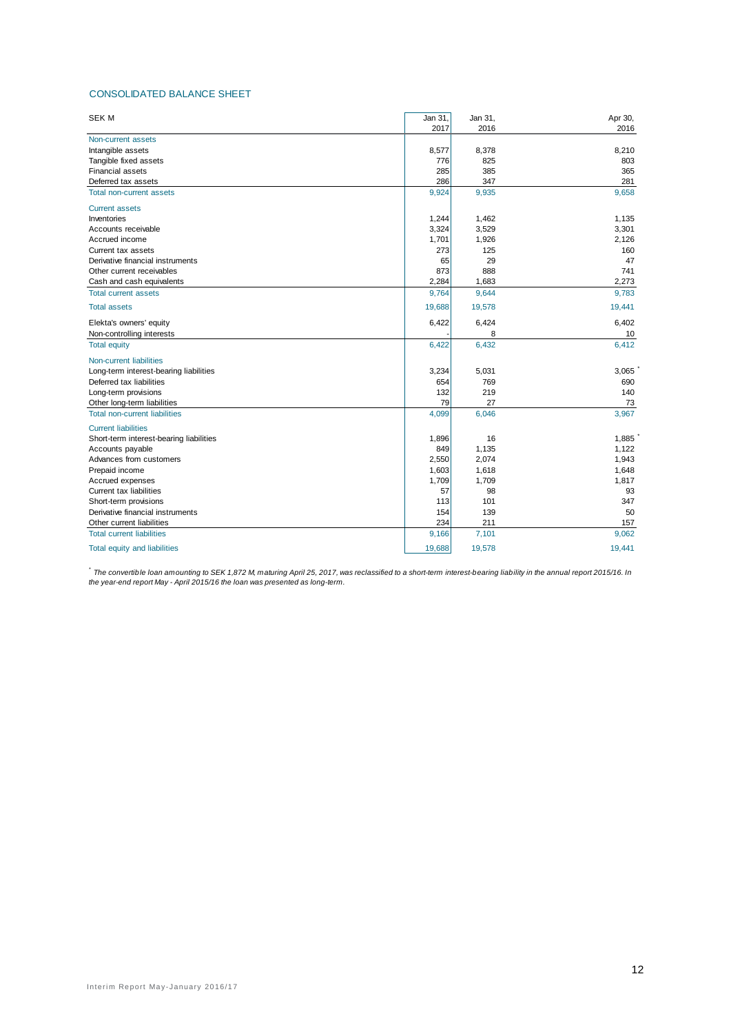## CONSOLIDATED BALANCE SHEET

| SEK M | Jan 31, 2017 | Jan 31, 2016 | Apr 30, 2016 |
|---|---|---|---|
| Non-current assets | | | |
| Intangible assets | 8,577 | 8,378 | 8,210 |
| Tangible fixed assets | 776 | 825 | 803 |
| Financial assets | 285 | 385 | 365 |
| Deferred tax assets | 286 | 347 | 281 |
| Total non-current assets | 9,924 | 9,935 | 9,658 |
| Current assets | | | |
| Inventories | 1,244 | 1,462 | 1,135 |
| Accounts receivable | 3,324 | 3,529 | 3,301 |
| Accrued income | 1,701 | 1,926 | 2,126 |
| Current tax assets | 273 | 125 | 160 |
| Derivative financial instruments | 65 | 29 | 47 |
| Other current receivables | 873 | 888 | 741 |
| Cash and cash equivalents | 2,284 | 1,683 | 2,273 |
| Total current assets | 9,764 | 9,644 | 9,783 |
| Total assets | 19,688 | 19,578 | 19,441 |
| Elekta's owners' equity | 6,422 | 6,424 | 6,402 |
| Non-controlling interests | - | 8 | 10 |
| Total equity | 6,422 | 6,432 | 6,412 |
| Non-current liabilities | | | |
| Long-term interest-bearing liabilities | 3,234 | 5,031 | 3,065 * |
| Deferred tax liabilities | 654 | 769 | 690 |
| Long-term provisions | 132 | 219 | 140 |
| Other long-term liabilities | 79 | 27 | 73 |
| Total non-current liabilities | 4,099 | 6,046 | 3,967 |
| Current liabilities | | | |
| Short-term interest-bearing liabilities | 1,896 | 16 | 1,885 * |
| Accounts payable | 849 | 1,135 | 1,122 |
| Advances from customers | 2,550 | 2,074 | 1,943 |
| Prepaid income | 1,603 | 1,618 | 1,648 |
| Accrued expenses | 1,709 | 1,709 | 1,817 |
| Current tax liabilities | 57 | 98 | 93 |
| Short-term provisions | 113 | 101 | 347 |
| Derivative financial instruments | 154 | 139 | 50 |
| Other current liabilities | 234 | 211 | 157 |
| Total current liabilities | 9,166 | 7,101 | 9,062 |
| Total equity and liabilities | 19,688 | 19,578 | 19,441 |

\* *The convertible loan amounting to SEK 1,872 M, maturing April 25, 2017, was reclassified to a short-term interest-bearing liability in the annual report 2015/16. In the year-end report May - April 2015/16 the loan was presented as long-term.*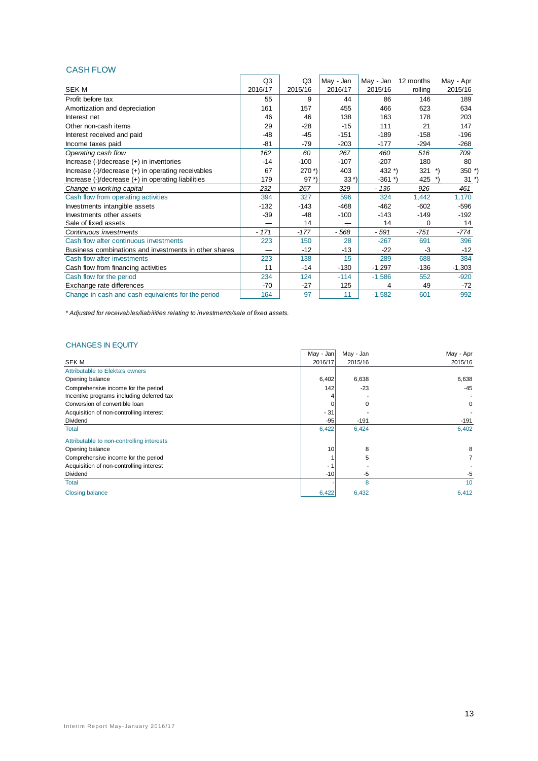## CASH FLOW

| SEK M | Q3 2016/17 | Q3 2015/16 | May - Jan 2016/17 | May - Jan 2015/16 | 12 months rolling | May - Apr 2015/16 |
|---|---|---|---|---|---|---|
| Profit before tax | 55 | 9 | 44 | 86 | 146 | 189 |
| Amortization and depreciation | 161 | 157 | 455 | 466 | 623 | 634 |
| Interest net | 46 | 46 | 138 | 163 | 178 | 203 |
| Other non-cash items | 29 | -28 | -15 | 111 | 21 | 147 |
| Interest received and paid | -48 | -45 | -151 | -189 | -158 | -196 |
| Income taxes paid | -81 | -79 | -203 | -177 | -294 | -268 |
| *Operating cash flow* | *162* | *60* | *267* | *460* | *516* | *709* |
| Increase (-)/decrease (+) in inventories | -14 | -100 | -107 | -207 | 180 | 80 |
| Increase (-)/decrease (+) in operating receivables | 67 | 270 *) | 403 | 432 *) | 321 *) | 350 *) |
| Increase (-)/decrease (+) in operating liabilities | 179 | 97 *) | 33 *) | -361 *) | 425 *) | 31 *) |
| *Change in working capital* | *232* | *267* | *329* | *- 136* | *926* | *461* |
| Cash flow from operating activities | 394 | 327 | 596 | 324 | 1,442 | 1,170 |
| Investments intangible assets | -132 | -143 | -468 | -462 | -602 | -596 |
| Investments other assets | -39 | -48 | -100 | -143 | -149 | -192 |
| Sale of fixed assets | — | 14 | — | 14 | 0 | 14 |
| *Continuous investments* | *- 171* | *-177* | *- 568* | *- 591* | *-751* | *-774* |
| Cash flow after continuous investments | 223 | 150 | 28 | -267 | 691 | 396 |
| Business combinations and investments in other shares | — | -12 | -13 | -22 | -3 | -12 |
| Cash flow after investments | 223 | 138 | 15 | -289 | 688 | 384 |
| Cash flow from financing activities | 11 | -14 | -130 | -1,297 | -136 | -1,303 |
| Cash flow for the period | 234 | 124 | -114 | -1,586 | 552 | -920 |
| Exchange rate differences | -70 | -27 | 125 | 4 | 49 | -72 |
| Change in cash and cash equivalents for the period | 164 | 97 | 11 | -1,582 | 601 | -992 |

*\* Adjusted for receivables/liabilities relating to investments/sale of fixed assets.*

## CHANGES IN EQUITY

| SEK M | May - Jan 2016/17 | May - Jan 2015/16 | May - Apr 2015/16 |
|---|---|---|---|
| Attributable to Elekta's owners | | | |
| Opening balance | 6,402 | 6,638 | 6,638 |
| Comprehensive income for the period | 142 | -23 | -45 |
| Incentive programs including deferred tax | 4 | - | - |
| Conversion of convertible loan | 0 | 0 | 0 |
| Acquisition of non-controlling interest | - 31 | - | - |
| Dividend | -95 | -191 | -191 |
| Total | 6,422 | 6,424 | 6,402 |
| Attributable to non-controlling interests | | | |
| Opening balance | 10 | 8 | 8 |
| Comprehensive income for the period | 1 | 5 | 7 |
| Acquisition of non-controlling interest | - 1 | - | - |
| Dividend | -10 | -5 | -5 |
| Total | - | 8 | 10 |
| Closing balance | 6,422 | 6,432 | 6,412 |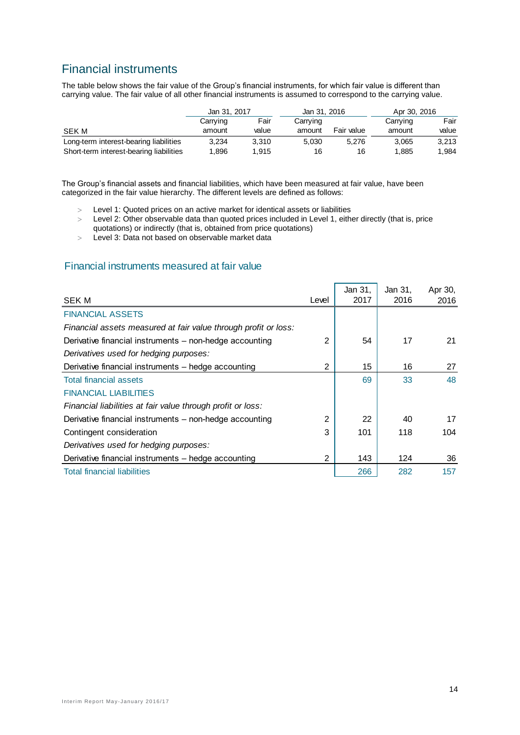## Financial instruments

The table below shows the fair value of the Group's financial instruments, for which fair value is different than carrying value. The fair value of all other financial instruments is assumed to correspond to the carrying value.

| | Jan 31, 2017 | | Jan 31, 2016 | | Apr 30, 2016 | |
|---|---|---|---|---|---|---|
| SEK M | Carrying amount | Fair value | Carrying amount | Fair value | Carrying amount | Fair value |
| Long-term interest-bearing liabilities | 3,234 | 3,310 | 5,030 | 5,276 | 3,065 | 3,213 |
| Short-term interest-bearing liabilities | 1,896 | 1,915 | 16 | 16 | 1,885 | 1,984 |

The Group's financial assets and financial liabilities, which have been measured at fair value, have been categorized in the fair value hierarchy. The different levels are defined as follows:

- Level 1: Quoted prices on an active market for identical assets or liabilities
- Level 2: Other observable data than quoted prices included in Level 1, either directly (that is, price quotations) or indirectly (that is, obtained from price quotations)
- Level 3: Data not based on observable market data

### Financial instruments measured at fair value

| SEK M | Level | Jan 31, 2017 | Jan 31, 2016 | Apr 30, 2016 |
|---|---|---|---|---|
| FINANCIAL ASSETS | | | | |
| *Financial assets measured at fair value through profit or loss:* | | | | |
| Derivative financial instruments – non-hedge accounting | 2 | 54 | 17 | 21 |
| *Derivatives used for hedging purposes:* | | | | |
| Derivative financial instruments – hedge accounting | 2 | 15 | 16 | 27 |
| Total financial assets | | 69 | 33 | 48 |
| FINANCIAL LIABILITIES | | | | |
| *Financial liabilities at fair value through profit or loss:* | | | | |
| Derivative financial instruments – non-hedge accounting | 2 | 22 | 40 | 17 |
| Contingent consideration | 3 | 101 | 118 | 104 |
| *Derivatives used for hedging purposes:* | | | | |
| Derivative financial instruments – hedge accounting | 2 | 143 | 124 | 36 |
| Total financial liabilities | | 266 | 282 | 157 |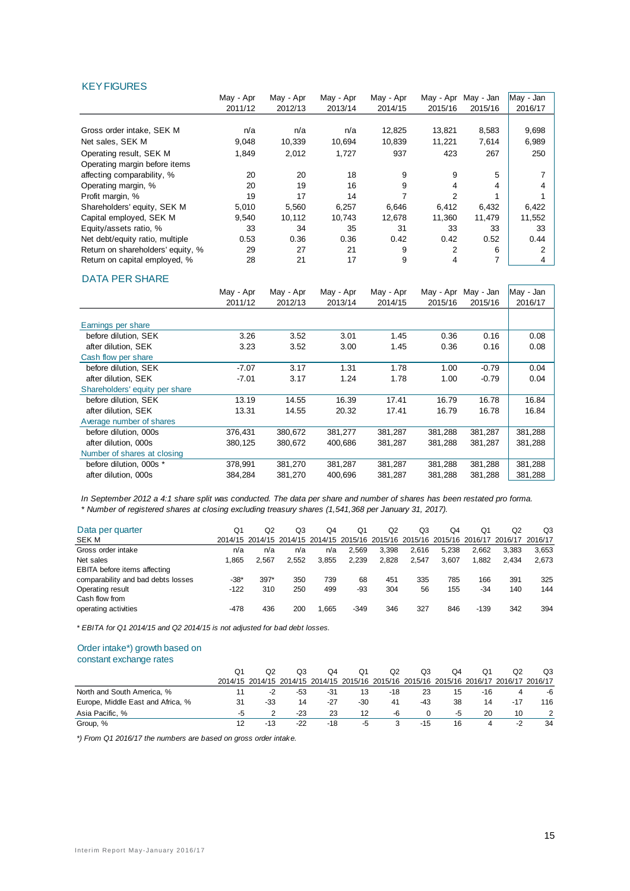## KEY FIGURES

| | May - Apr 2011/12 | May - Apr 2012/13 | May - Apr 2013/14 | May - Apr 2014/15 | May - Apr 2015/16 | May - Jan 2015/16 | May - Jan 2016/17 |
|---|---|---|---|---|---|---|---|
| Gross order intake, SEK M | n/a | n/a | n/a | 12,825 | 13,821 | 8,583 | 9,698 |
| Net sales, SEK M | 9,048 | 10,339 | 10,694 | 10,839 | 11,221 | 7,614 | 6,989 |
| Operating result, SEK M | 1,849 | 2,012 | 1,727 | 937 | 423 | 267 | 250 |
| Operating margin before items affecting comparability, % | 20 | 20 | 18 | 9 | 9 | 5 | 7 |
| Operating margin, % | 20 | 19 | 16 | 9 | 4 | 4 | 4 |
| Profit margin, % | 19 | 17 | 14 | 7 | 2 | 1 | 1 |
| Shareholders' equity, SEK M | 5,010 | 5,560 | 6,257 | 6,646 | 6,412 | 6,432 | 6,422 |
| Capital employed, SEK M | 9,540 | 10,112 | 10,743 | 12,678 | 11,360 | 11,479 | 11,552 |
| Equity/assets ratio, % | 33 | 34 | 35 | 31 | 33 | 33 | 33 |
| Net debt/equity ratio, multiple | 0.53 | 0.36 | 0.36 | 0.42 | 0.42 | 0.52 | 0.44 |
| Return on shareholders' equity, % | 29 | 27 | 21 | 9 | 2 | 6 | 2 |
| Return on capital employed, % | 28 | 21 | 17 | 9 | 4 | 7 | 4 |

## DATA PER SHARE

| | May - Apr 2011/12 | May - Apr 2012/13 | May - Apr 2013/14 | May - Apr 2014/15 | May - Apr 2015/16 | May - Jan 2015/16 | May - Jan 2016/17 |
|---|---|---|---|---|---|---|---|
| Earnings per share | | | | | | | |
| before dilution, SEK | 3.26 | 3.52 | 3.01 | 1.45 | 0.36 | 0.16 | 0.08 |
| after dilution, SEK | 3.23 | 3.52 | 3.00 | 1.45 | 0.36 | 0.16 | 0.08 |
| Cash flow per share | | | | | | | |
| before dilution, SEK | -7.07 | 3.17 | 1.31 | 1.78 | 1.00 | -0.79 | 0.04 |
| after dilution, SEK | -7.01 | 3.17 | 1.24 | 1.78 | 1.00 | -0.79 | 0.04 |
| Shareholders' equity per share | | | | | | | |
| before dilution, SEK | 13.19 | 14.55 | 16.39 | 17.41 | 16.79 | 16.78 | 16.84 |
| after dilution, SEK | 13.31 | 14.55 | 20.32 | 17.41 | 16.79 | 16.78 | 16.84 |
| Average number of shares | | | | | | | |
| before dilution, 000s | 376,431 | 380,672 | 381,277 | 381,287 | 381,288 | 381,287 | 381,288 |
| after dilution, 000s | 380,125 | 380,672 | 400,686 | 381,287 | 381,288 | 381,287 | 381,288 |
| Number of shares at closing | | | | | | | |
| before dilution, 000s * | 378,991 | 381,270 | 381,287 | 381,287 | 381,288 | 381,288 | 381,288 |
| after dilution, 000s | 384,284 | 381,270 | 400,696 | 381,287 | 381,288 | 381,288 | 381,288 |

*In September 2012 a 4:1 share split was conducted. The data per share and number of shares has been restated pro forma.*
*\* Number of registered shares at closing excluding treasury shares (1,541,368 per January 31, 2017).*

| Data per quarter SEK M | Q1 2014/15 | Q2 2014/15 | Q3 2014/15 | Q4 2014/15 | Q1 2015/16 | Q2 2015/16 | Q3 2015/16 | Q4 2015/16 | Q1 2016/17 | Q2 2016/17 | Q3 2016/17 |
|---|---|---|---|---|---|---|---|---|---|---|---|
| Gross order intake | n/a | n/a | n/a | n/a | 2,569 | 3,398 | 2,616 | 5,238 | 2,662 | 3,383 | 3,653 |
| Net sales | 1,865 | 2,567 | 2,552 | 3,855 | 2,239 | 2,828 | 2,547 | 3,607 | 1,882 | 2,434 | 2,673 |
| EBITA before items affecting comparability and bad debts losses | -38* | 397* | 350 | 739 | 68 | 451 | 335 | 785 | 166 | 391 | 325 |
| Operating result | -122 | 310 | 250 | 499 | -93 | 304 | 56 | 155 | -34 | 140 | 144 |
| Cash flow from operating activities | -478 | 436 | 200 | 1,665 | -349 | 346 | 327 | 846 | -139 | 342 | 394 |

*\* EBITA for Q1 2014/15 and Q2 2014/15 is not adjusted for bad debt losses.*

### Order intake*) growth based on constant exchange rates

| | Q1 2014/15 | Q2 2014/15 | Q3 2014/15 | Q4 2014/15 | Q1 2015/16 | Q2 2015/16 | Q3 2015/16 | Q4 2015/16 | Q1 2016/17 | Q2 2016/17 | Q3 2016/17 |
|---|---|---|---|---|---|---|---|---|---|---|---|
| North and South America, % | 11 | -2 | -53 | -31 | 13 | -18 | 23 | 15 | -16 | 4 | -6 |
| Europe, Middle East and Africa, % | 31 | -33 | 14 | -27 | -30 | 41 | -43 | 38 | 14 | -17 | 116 |
| Asia Pacific, % | -5 | 2 | -23 | 23 | 12 | -6 | 0 | -5 | 20 | 10 | 2 |
| Group, % | 12 | -13 | -22 | -18 | -5 | 3 | -15 | 16 | 4 | -2 | 34 |

*\*) From Q1 2016/17 the numbers are based on gross order intake.*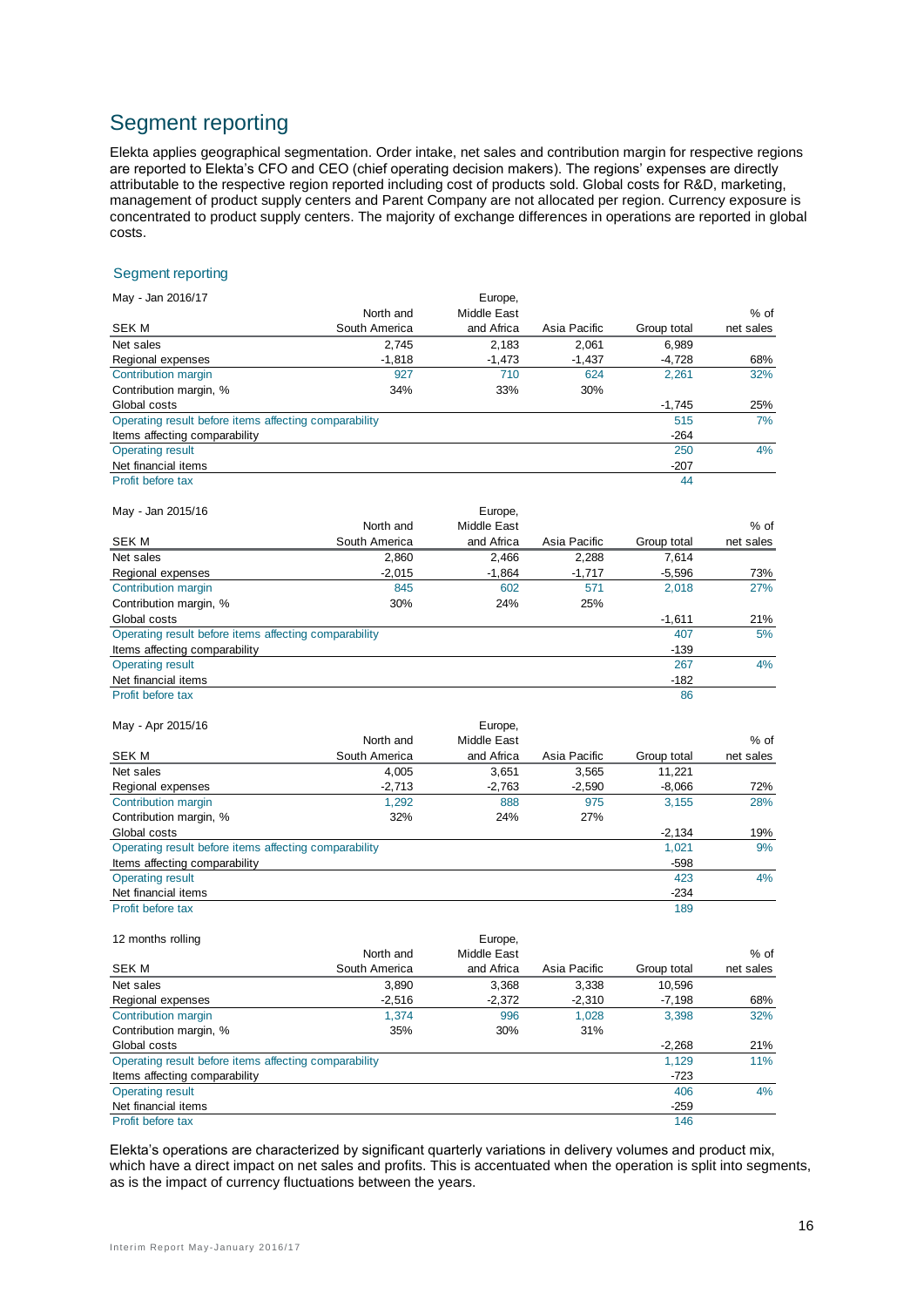# Segment reporting

Elekta applies geographical segmentation. Order intake, net sales and contribution margin for respective regions are reported to Elekta's CFO and CEO (chief operating decision makers). The regions' expenses are directly attributable to the respective region reported including cost of products sold. Global costs for R&D, marketing, management of product supply centers and Parent Company are not allocated per region. Currency exposure is concentrated to product supply centers. The majority of exchange differences in operations are reported in global costs.

## Segment reporting

| May - Jan 2016/17<br>SEK M | North and South America | Europe, Middle East and Africa | Asia Pacific | Group total | % of net sales |
|---|---|---|---|---|---|
| Net sales | 2,745 | 2,183 | 2,061 | 6,989 | |
| Regional expenses | -1,818 | -1,473 | -1,437 | -4,728 | 68% |
| Contribution margin | 927 | 710 | 624 | 2,261 | 32% |
| Contribution margin, % | 34% | 33% | 30% | | |
| Global costs | | | | -1,745 | 25% |
| Operating result before items affecting comparability | | | | 515 | 7% |
| Items affecting comparability | | | | -264 | |
| Operating result | | | | 250 | 4% |
| Net financial items | | | | -207 | |
| Profit before tax | | | | 44 | |

| May - Jan 2015/16<br>SEK M | North and South America | Europe, Middle East and Africa | Asia Pacific | Group total | % of net sales |
|---|---|---|---|---|---|
| Net sales | 2,860 | 2,466 | 2,288 | 7,614 | |
| Regional expenses | -2,015 | -1,864 | -1,717 | -5,596 | 73% |
| Contribution margin | 845 | 602 | 571 | 2,018 | 27% |
| Contribution margin, % | 30% | 24% | 25% | | |
| Global costs | | | | -1,611 | 21% |
| Operating result before items affecting comparability | | | | 407 | 5% |
| Items affecting comparability | | | | -139 | |
| Operating result | | | | 267 | 4% |
| Net financial items | | | | -182 | |
| Profit before tax | | | | 86 | |

| May - Apr 2015/16<br>SEK M | North and South America | Europe, Middle East and Africa | Asia Pacific | Group total | % of net sales |
|---|---|---|---|---|---|
| Net sales | 4,005 | 3,651 | 3,565 | 11,221 | |
| Regional expenses | -2,713 | -2,763 | -2,590 | -8,066 | 72% |
| Contribution margin | 1,292 | 888 | 975 | 3,155 | 28% |
| Contribution margin, % | 32% | 24% | 27% | | |
| Global costs | | | | -2,134 | 19% |
| Operating result before items affecting comparability | | | | 1,021 | 9% |
| Items affecting comparability | | | | -598 | |
| Operating result | | | | 423 | 4% |
| Net financial items | | | | -234 | |
| Profit before tax | | | | 189 | |

| 12 months rolling<br>SEK M | North and South America | Europe, Middle East and Africa | Asia Pacific | Group total | % of net sales |
|---|---|---|---|---|---|
| Net sales | 3,890 | 3,368 | 3,338 | 10,596 | |
| Regional expenses | -2,516 | -2,372 | -2,310 | -7,198 | 68% |
| Contribution margin | 1,374 | 996 | 1,028 | 3,398 | 32% |
| Contribution margin, % | 35% | 30% | 31% | | |
| Global costs | | | | -2,268 | 21% |
| Operating result before items affecting comparability | | | | 1,129 | 11% |
| Items affecting comparability | | | | -723 | |
| Operating result | | | | 406 | 4% |
| Net financial items | | | | -259 | |
| Profit before tax | | | | 146 | |

Elekta's operations are characterized by significant quarterly variations in delivery volumes and product mix, which have a direct impact on net sales and profits. This is accentuated when the operation is split into segments, as is the impact of currency fluctuations between the years.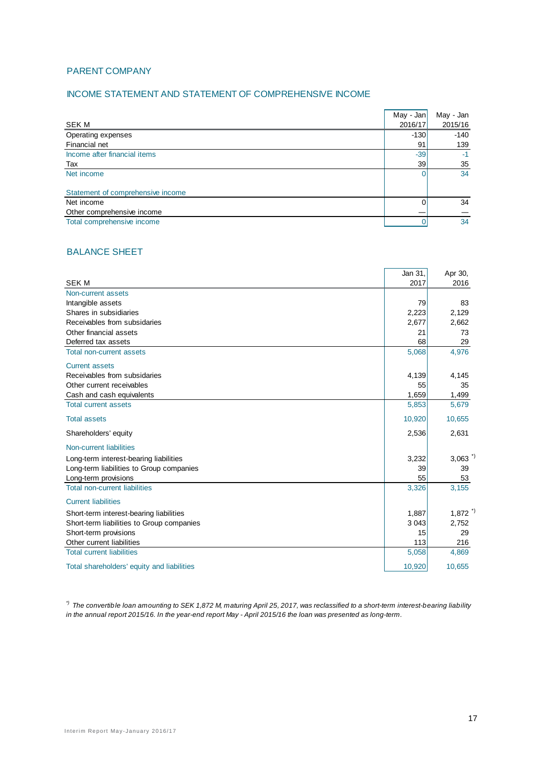## PARENT COMPANY

### INCOME STATEMENT AND STATEMENT OF COMPREHENSIVE INCOME

| SEK M | May - Jan 2016/17 | May - Jan 2015/16 |
|---|---|---|
| Operating expenses | -130 | -140 |
| Financial net | 91 | 139 |
| Income after financial items | -39 | -1 |
| Tax | 39 | 35 |
| Net income | 0 | 34 |
| | | |
| Statement of comprehensive income | | |
| Net income | 0 | 34 |
| Other comprehensive income | — | — |
| Total comprehensive income | 0 | 34 |

### BALANCE SHEET

| SEK M | Jan 31, 2017 | Apr 30, 2016 |
|---|---|---|
| Non-current assets | | |
| Intangible assets | 79 | 83 |
| Shares in subsidiaries | 2,223 | 2,129 |
| Receivables from subsidaries | 2,677 | 2,662 |
| Other financial assets | 21 | 73 |
| Deferred tax assets | 68 | 29 |
| Total non-current assets | 5,068 | 4,976 |
| Current assets | | |
| Receivables from subsidaries | 4,139 | 4,145 |
| Other current receivables | 55 | 35 |
| Cash and cash equivalents | 1,659 | 1,499 |
| Total current assets | 5,853 | 5,679 |
| Total assets | 10,920 | 10,655 |
| Shareholders' equity | 2,536 | 2,631 |
| Non-current liabilities | | |
| Long-term interest-bearing liabilities | 3,232 | 3,063 *) |
| Long-term liabilities to Group companies | 39 | 39 |
| Long-term provisions | 55 | 53 |
| Total non-current liabilities | 3,326 | 3,155 |
| Current liabilities | | |
| Short-term interest-bearing liabilities | 1,887 | 1,872 *) |
| Short-term liabilities to Group companies | 3 043 | 2,752 |
| Short-term provisions | 15 | 29 |
| Other current liabilities | 113 | 216 |
| Total current liabilities | 5,058 | 4,869 |
| Total shareholders' equity and liabilities | 10,920 | 10,655 |

*\*) The convertible loan amounting to SEK 1,872 M, maturing April 25, 2017, was reclassified to a short-term interest-bearing liability in the annual report 2015/16. In the year-end report May - April 2015/16 the loan was presented as long-term.*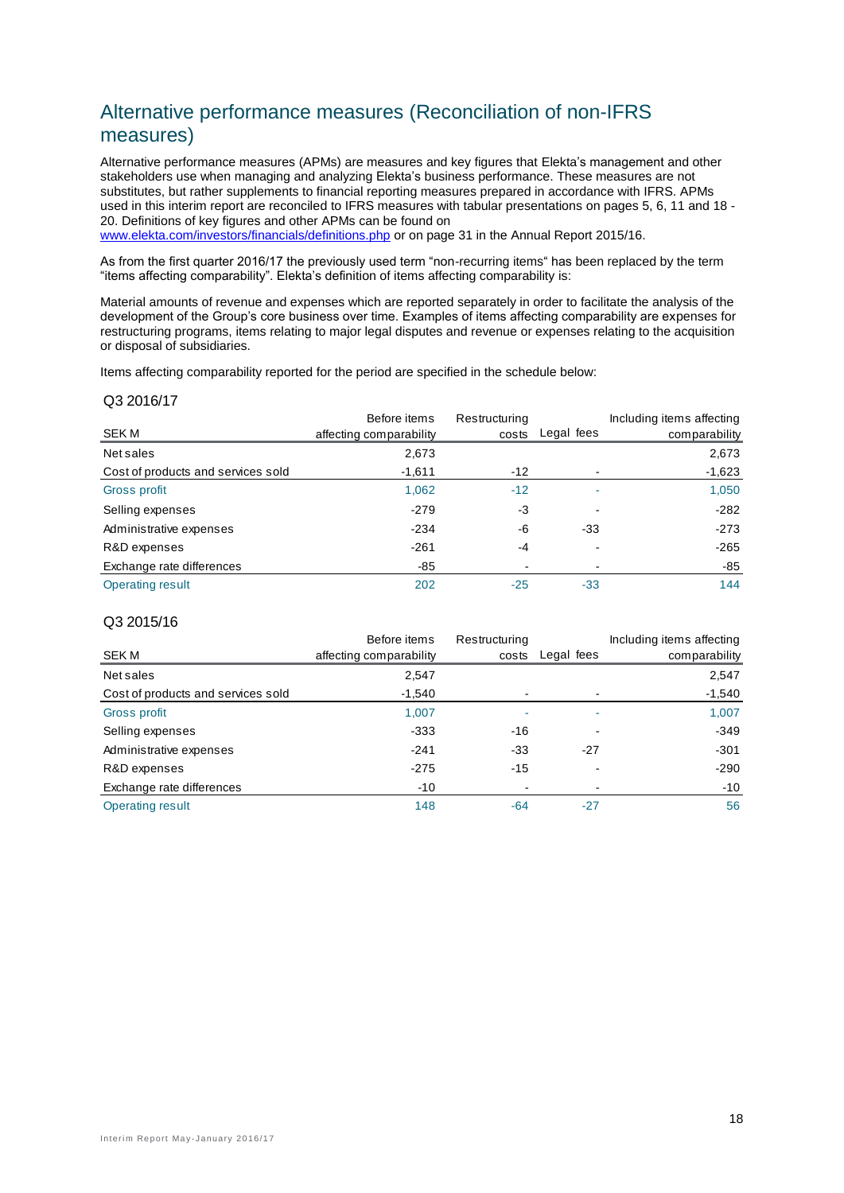## Alternative performance measures (Reconciliation of non-IFRS measures)

Alternative performance measures (APMs) are measures and key figures that Elekta's management and other stakeholders use when managing and analyzing Elekta's business performance. These measures are not substitutes, but rather supplements to financial reporting measures prepared in accordance with IFRS. APMs used in this interim report are reconciled to IFRS measures with tabular presentations on pages 5, 6, 11 and 18 - 20. Definitions of key figures and other APMs can be found on www.elekta.com/investors/financials/definitions.php or on page 31 in the Annual Report 2015/16.

As from the first quarter 2016/17 the previously used term "non-recurring items" has been replaced by the term "items affecting comparability". Elekta's definition of items affecting comparability is:

Material amounts of revenue and expenses which are reported separately in order to facilitate the analysis of the development of the Group's core business over time. Examples of items affecting comparability are expenses for restructuring programs, items relating to major legal disputes and revenue or expenses relating to the acquisition or disposal of subsidiaries.

Items affecting comparability reported for the period are specified in the schedule below:

### Q3 2016/17

| SEK M | Before items affecting comparability | Restructuring costs | Legal fees | Including items affecting comparability |
|---|---|---|---|---|
| Net sales | 2,673 | | | 2,673 |
| Cost of products and services sold | -1,611 | -12 | - | -1,623 |
| Gross profit | 1,062 | -12 | - | 1,050 |
| Selling expenses | -279 | -3 | - | -282 |
| Administrative expenses | -234 | -6 | -33 | -273 |
| R&D expenses | -261 | -4 | - | -265 |
| Exchange rate differences | -85 | - | - | -85 |
| Operating result | 202 | -25 | -33 | 144 |

### Q3 2015/16

| SEK M | Before items affecting comparability | Restructuring costs | Legal fees | Including items affecting comparability |
|---|---|---|---|---|
| Net sales | 2,547 | | | 2,547 |
| Cost of products and services sold | -1,540 | - | - | -1,540 |
| Gross profit | 1,007 | - | - | 1,007 |
| Selling expenses | -333 | -16 | - | -349 |
| Administrative expenses | -241 | -33 | -27 | -301 |
| R&D expenses | -275 | -15 | - | -290 |
| Exchange rate differences | -10 | - | - | -10 |
| Operating result | 148 | -64 | -27 | 56 |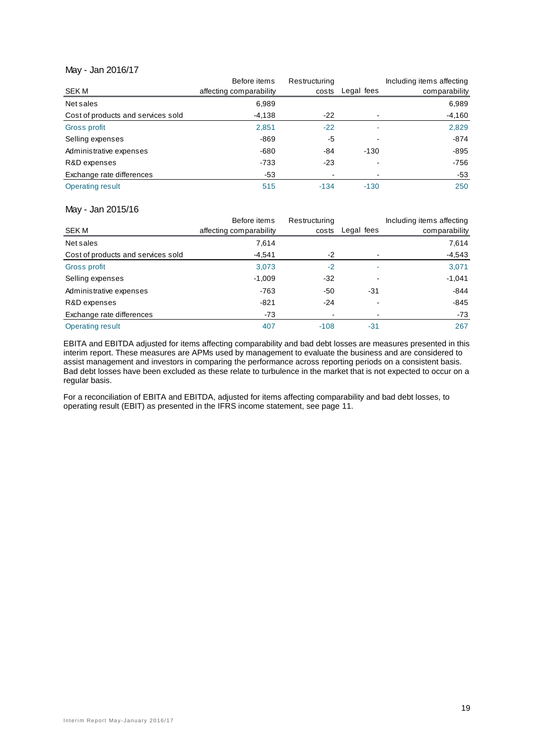May - Jan 2016/17

| SEK M | Before items affecting comparability | Restructuring costs | Legal fees | Including items affecting comparability |
|---|---|---|---|---|
| Net sales | 6,989 | | | 6,989 |
| Cost of products and services sold | -4,138 | -22 | - | -4,160 |
| Gross profit | 2,851 | -22 | - | 2,829 |
| Selling expenses | -869 | -5 | - | -874 |
| Administrative expenses | -680 | -84 | -130 | -895 |
| R&D expenses | -733 | -23 | - | -756 |
| Exchange rate differences | -53 | - | - | -53 |
| Operating result | 515 | -134 | -130 | 250 |

May - Jan 2015/16

| SEK M | Before items affecting comparability | Restructuring costs | Legal fees | Including items affecting comparability |
|---|---|---|---|---|
| Net sales | 7,614 | | | 7,614 |
| Cost of products and services sold | -4,541 | -2 | - | -4,543 |
| Gross profit | 3,073 | -2 | - | 3,071 |
| Selling expenses | -1,009 | -32 | - | -1,041 |
| Administrative expenses | -763 | -50 | -31 | -844 |
| R&D expenses | -821 | -24 | - | -845 |
| Exchange rate differences | -73 | - | - | -73 |
| Operating result | 407 | -108 | -31 | 267 |

EBITA and EBITDA adjusted for items affecting comparability and bad debt losses are measures presented in this interim report. These measures are APMs used by management to evaluate the business and are considered to assist management and investors in comparing the performance across reporting periods on a consistent basis. Bad debt losses have been excluded as these relate to turbulence in the market that is not expected to occur on a regular basis.

For a reconciliation of EBITA and EBITDA, adjusted for items affecting comparability and bad debt losses, to operating result (EBIT) as presented in the IFRS income statement, see page 11.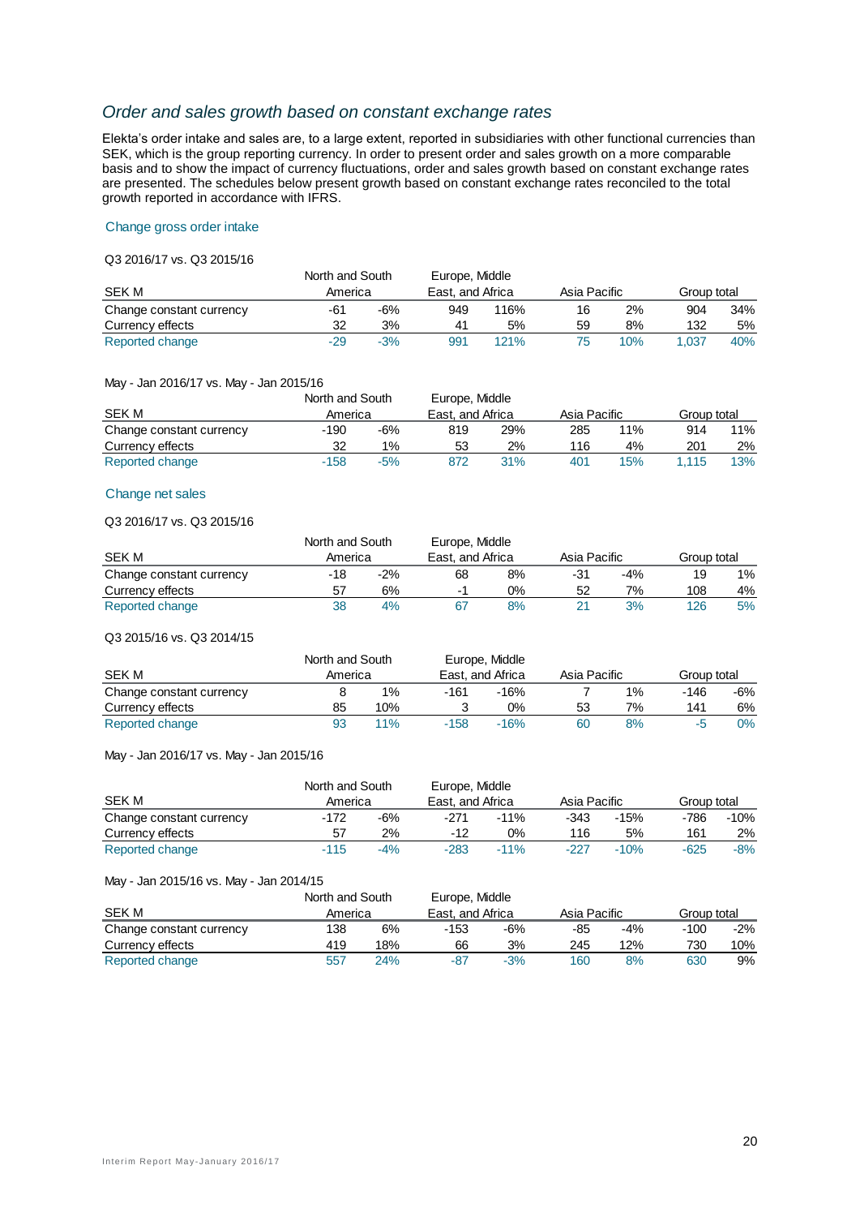## *Order and sales growth based on constant exchange rates*

Elekta's order intake and sales are, to a large extent, reported in subsidiaries with other functional currencies than SEK, which is the group reporting currency. In order to present order and sales growth on a more comparable basis and to show the impact of currency fluctuations, order and sales growth based on constant exchange rates are presented. The schedules below present growth based on constant exchange rates reconciled to the total growth reported in accordance with IFRS.

### Change gross order intake

Q3 2016/17 vs. Q3 2015/16

| SEK M | North and South America | | Europe, Middle East, and Africa | | Asia Pacific | | Group total | |
|---|---|---|---|---|---|---|---|---|
| Change constant currency | -61 | -6% | 949 | 116% | 16 | 2% | 904 | 34% |
| Currency effects | 32 | 3% | 41 | 5% | 59 | 8% | 132 | 5% |
| Reported change | -29 | -3% | 991 | 121% | 75 | 10% | 1,037 | 40% |

May - Jan 2016/17 vs. May - Jan 2015/16

| SEK M | North and South America | | Europe, Middle East, and Africa | | Asia Pacific | | Group total | |
|---|---|---|---|---|---|---|---|---|
| Change constant currency | -190 | -6% | 819 | 29% | 285 | 11% | 914 | 11% |
| Currency effects | 32 | 1% | 53 | 2% | 116 | 4% | 201 | 2% |
| Reported change | -158 | -5% | 872 | 31% | 401 | 15% | 1,115 | 13% |

### Change net sales

Q3 2016/17 vs. Q3 2015/16

| SEK M | North and South America | | Europe, Middle East, and Africa | | Asia Pacific | | Group total | |
|---|---|---|---|---|---|---|---|---|
| Change constant currency | -18 | -2% | 68 | 8% | -31 | -4% | 19 | 1% |
| Currency effects | 57 | 6% | -1 | 0% | 52 | 7% | 108 | 4% |
| Reported change | 38 | 4% | 67 | 8% | 21 | 3% | 126 | 5% |

Q3 2015/16 vs. Q3 2014/15

| SEK M | North and South America | | Europe, Middle East, and Africa | | Asia Pacific | | Group total | |
|---|---|---|---|---|---|---|---|---|
| Change constant currency | 8 | 1% | -161 | -16% | 7 | 1% | -146 | -6% |
| Currency effects | 85 | 10% | 3 | 0% | 53 | 7% | 141 | 6% |
| Reported change | 93 | 11% | -158 | -16% | 60 | 8% | -5 | 0% |

May - Jan 2016/17 vs. May - Jan 2015/16

| SEK M | North and South America | | Europe, Middle East, and Africa | | Asia Pacific | | Group total | |
|---|---|---|---|---|---|---|---|---|
| Change constant currency | -172 | -6% | -271 | -11% | -343 | -15% | -786 | -10% |
| Currency effects | 57 | 2% | -12 | 0% | 116 | 5% | 161 | 2% |
| Reported change | -115 | -4% | -283 | -11% | -227 | -10% | -625 | -8% |

May - Jan 2015/16 vs. May - Jan 2014/15

| SEK M | North and South America | | Europe, Middle East, and Africa | | Asia Pacific | | Group total | |
|---|---|---|---|---|---|---|---|---|
| Change constant currency | 138 | 6% | -153 | -6% | -85 | -4% | -100 | -2% |
| Currency effects | 419 | 18% | 66 | 3% | 245 | 12% | 730 | 10% |
| Reported change | 557 | 24% | -87 | -3% | 160 | 8% | 630 | 9% |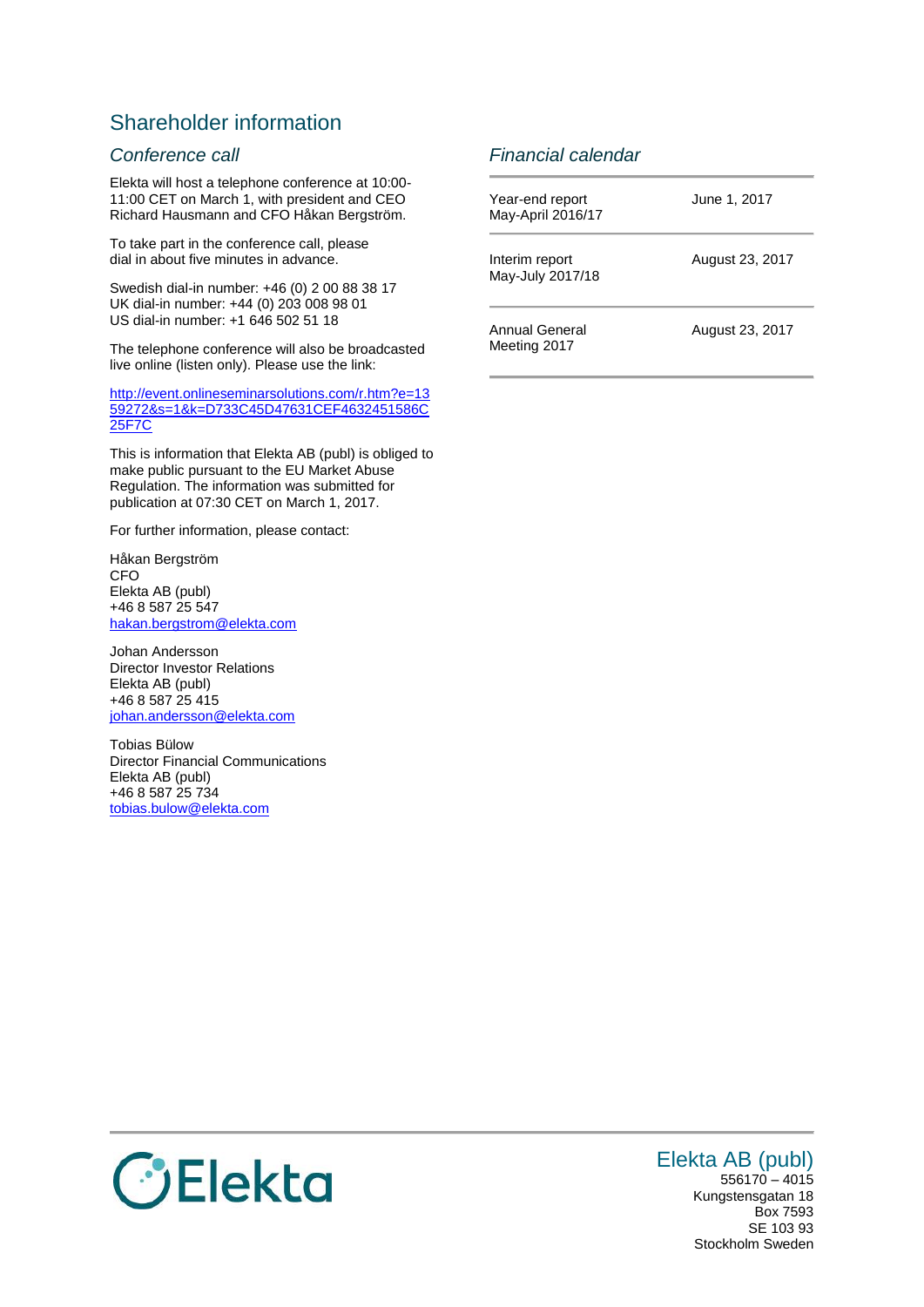## Shareholder information

### *Conference call*

Elekta will host a telephone conference at 10:00-11:00 CET on March 1, with president and CEO Richard Hausmann and CFO Håkan Bergström.

To take part in the conference call, please dial in about five minutes in advance.

Swedish dial-in number: +46 (0) 2 00 88 38 17
UK dial-in number: +44 (0) 203 008 98 01
US dial-in number: +1 646 502 51 18

The telephone conference will also be broadcasted live online (listen only). Please use the link:

http://event.onlineseminarsolutions.com/r.htm?e=1359272&s=1&k=D733C45D47631CEF4632451586C25F7C

This is information that Elekta AB (publ) is obliged to make public pursuant to the EU Market Abuse Regulation. The information was submitted for publication at 07:30 CET on March 1, 2017.

For further information, please contact:

Håkan Bergström
CFO
Elekta AB (publ)
+46 8 587 25 547
hakan.bergstrom@elekta.com

Johan Andersson
Director Investor Relations
Elekta AB (publ)
+46 8 587 25 415
johan.andersson@elekta.com

Tobias Bülow
Director Financial Communications
Elekta AB (publ)
+46 8 587 25 734
tobias.bulow@elekta.com

### *Financial calendar*

| | |
|---|---|
| Year-end report May-April 2016/17 | June 1, 2017 |
| Interim report May-July 2017/18 | August 23, 2017 |
| Annual General Meeting 2017 | August 23, 2017 |

Elekta AB (publ)
556170 – 4015
Kungstensgatan 18
Box 7593
SE 103 93
Stockholm Sweden